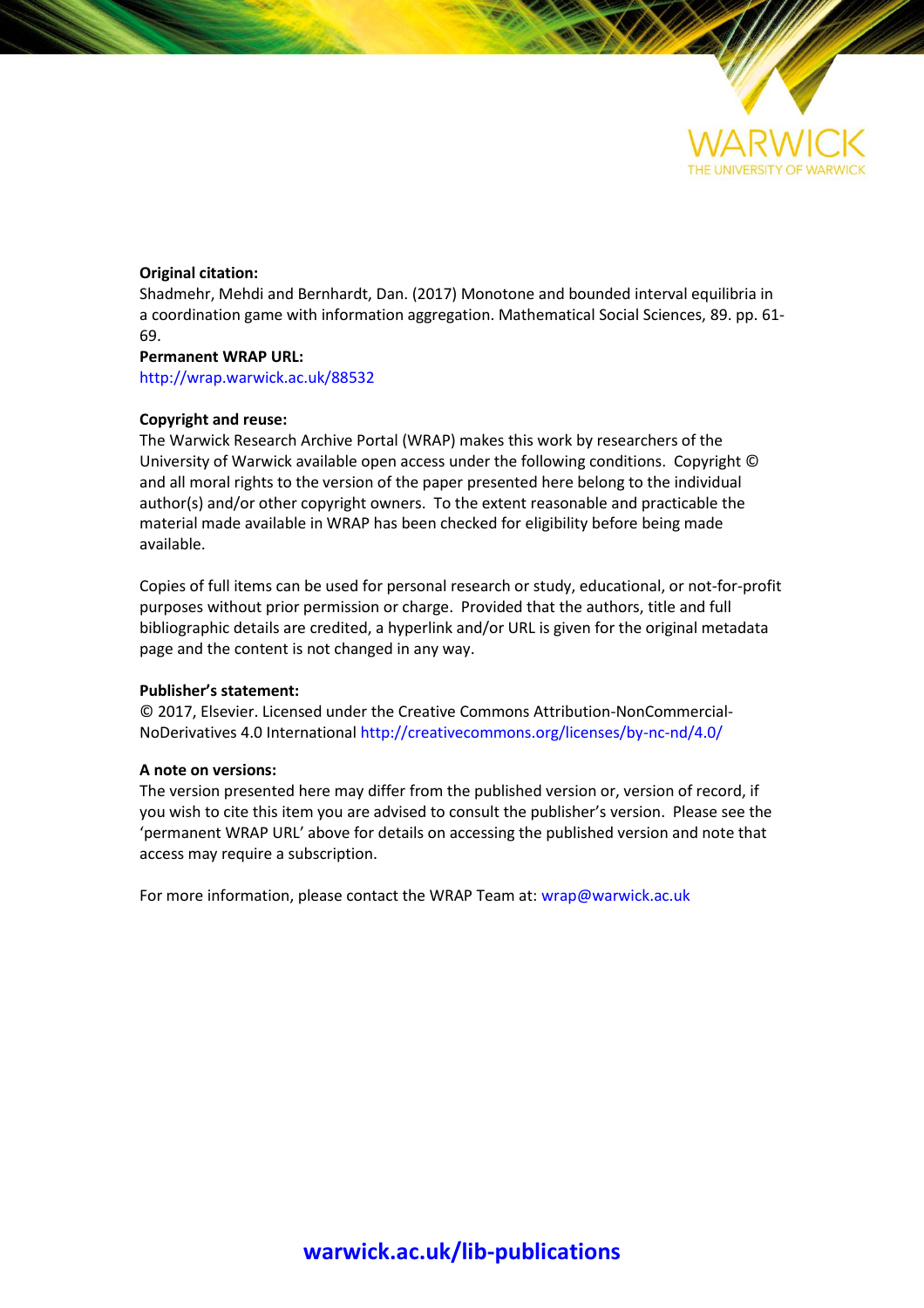WARWICK

THE UNIVERSITY OF WARWICK

**Original citation:**
Shadmehr, Mehdi and Bernhardt, Dan. (2017) Monotone and bounded interval equilibria in a coordination game with information aggregation. Mathematical Social Sciences, 89. pp. 61-69.

**Permanent WRAP URL:**
http://wrap.warwick.ac.uk/88532

**Copyright and reuse:**
The Warwick Research Archive Portal (WRAP) makes this work by researchers of the University of Warwick available open access under the following conditions. Copyright © and all moral rights to the version of the paper presented here belong to the individual author(s) and/or other copyright owners. To the extent reasonable and practicable the material made available in WRAP has been checked for eligibility before being made available.

Copies of full items can be used for personal research or study, educational, or not-for-profit purposes without prior permission or charge. Provided that the authors, title and full bibliographic details are credited, a hyperlink and/or URL is given for the original metadata page and the content is not changed in any way.

**Publisher's statement:**
© 2017, Elsevier. Licensed under the Creative Commons Attribution-NonCommercial-NoDerivatives 4.0 International http://creativecommons.org/licenses/by-nc-nd/4.0/

**A note on versions:**
The version presented here may differ from the published version or, version of record, if you wish to cite this item you are advised to consult the publisher's version. Please see the 'permanent WRAP URL' above for details on accessing the published version and note that access may require a subscription.

For more information, please contact the WRAP Team at: wrap@warwick.ac.uk

**warwick.ac.uk/lib-publications**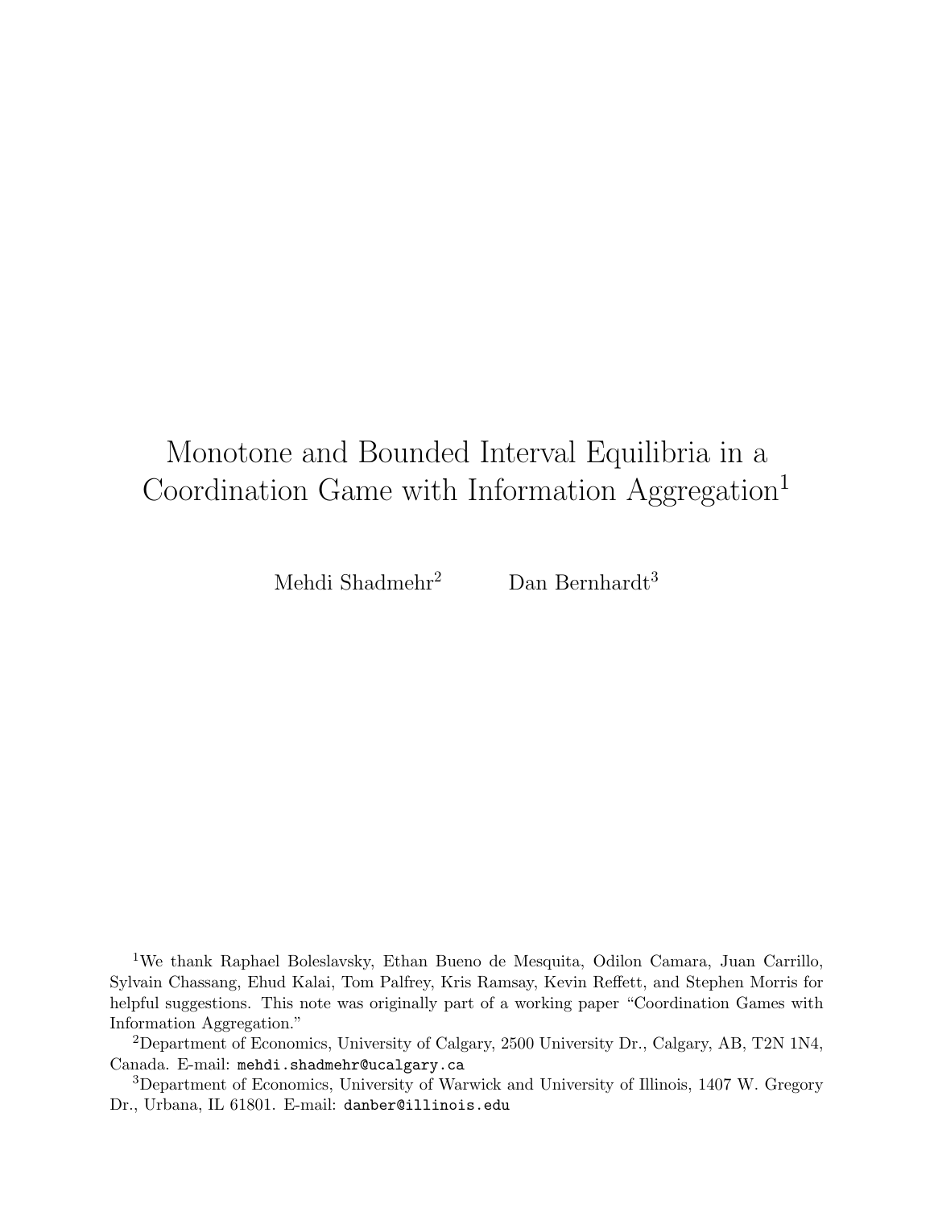# Monotone and Bounded Interval Equilibria in a Coordination Game with Information Aggregation[1]

Mehdi Shadmehr[2] Dan Bernhardt[3]

[1]We thank Raphael Boleslavsky, Ethan Bueno de Mesquita, Odilon Camara, Juan Carrillo, Sylvain Chassang, Ehud Kalai, Tom Palfrey, Kris Ramsay, Kevin Reffett, and Stephen Morris for helpful suggestions. This note was originally part of a working paper "Coordination Games with Information Aggregation."

[2]Department of Economics, University of Calgary, 2500 University Dr., Calgary, AB, T2N 1N4, Canada. E-mail: `mehdi.shadmehr@ucalgary.ca`

[3]Department of Economics, University of Warwick and University of Illinois, 1407 W. Gregory Dr., Urbana, IL 61801. E-mail: `danber@illinois.edu`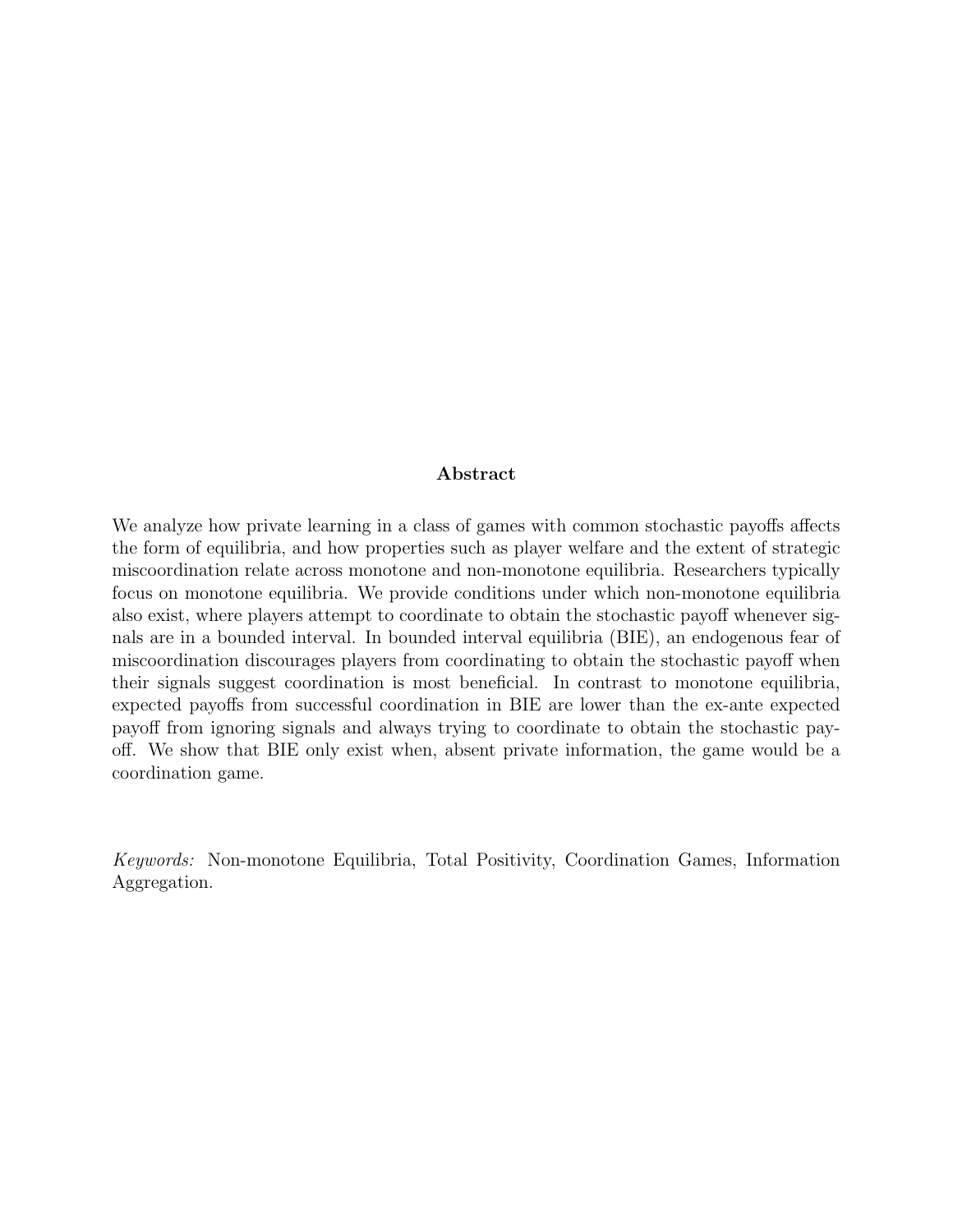## Abstract

We analyze how private learning in a class of games with common stochastic payoffs affects the form of equilibria, and how properties such as player welfare and the extent of strategic miscoordination relate across monotone and non-monotone equilibria. Researchers typically focus on monotone equilibria. We provide conditions under which non-monotone equilibria also exist, where players attempt to coordinate to obtain the stochastic payoff whenever signals are in a bounded interval. In bounded interval equilibria (BIE), an endogenous fear of miscoordination discourages players from coordinating to obtain the stochastic payoff when their signals suggest coordination is most beneficial. In contrast to monotone equilibria, expected payoffs from successful coordination in BIE are lower than the ex-ante expected payoff from ignoring signals and always trying to coordinate to obtain the stochastic payoff. We show that BIE only exist when, absent private information, the game would be a coordination game.

*Keywords:* Non-monotone Equilibria, Total Positivity, Coordination Games, Information Aggregation.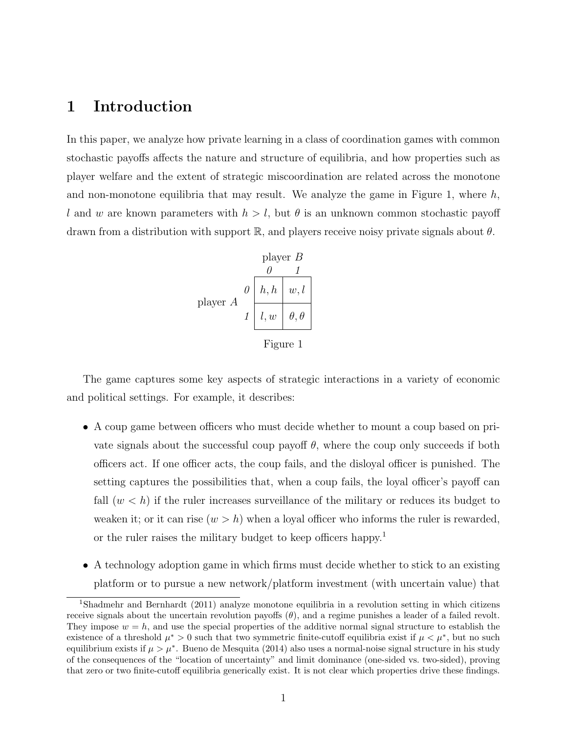# 1 Introduction

In this paper, we analyze how private learning in a class of coordination games with common stochastic payoffs affects the nature and structure of equilibria, and how properties such as player welfare and the extent of strategic miscoordination are related across the monotone and non-monotone equilibria that may result. We analyze the game in Figure 1, where $h$, $l$ and $w$ are known parameters with $h > l$, but $\theta$ is an unknown common stochastic payoff drawn from a distribution with support $\mathbb{R}$, and players receive noisy private signals about $\theta$.

| | | player $B$ | |
|---|---|---|---|
| | | *0* | *1* |
| player $A$ | *0* | $h, h$ | $w, l$ |
| | *1* | $l, w$ | $\theta, \theta$ |

Figure 1

The game captures some key aspects of strategic interactions in a variety of economic and political settings. For example, it describes:

- A coup game between officers who must decide whether to mount a coup based on private signals about the successful coup payoff $\theta$, where the coup only succeeds if both officers act. If one officer acts, the coup fails, and the disloyal officer is punished. The setting captures the possibilities that, when a coup fails, the loyal officer's payoff can fall ($w < h$) if the ruler increases surveillance of the military or reduces its budget to weaken it; or it can rise ($w > h$) when a loyal officer who informs the ruler is rewarded, or the ruler raises the military budget to keep officers happy.[1]
- A technology adoption game in which firms must decide whether to stick to an existing platform or to pursue a new network/platform investment (with uncertain value) that

[1] Shadmehr and Bernhardt (2011) analyze monotone equilibria in a revolution setting in which citizens receive signals about the uncertain revolution payoffs ($\theta$), and a regime punishes a leader of a failed revolt. They impose $w = h$, and use the special properties of the additive normal signal structure to establish the existence of a threshold $\mu^* > 0$ such that two symmetric finite-cutoff equilibria exist if $\mu < \mu^*$, but no such equilibrium exists if $\mu > \mu^*$. Bueno de Mesquita (2014) also uses a normal-noise signal structure in his study of the consequences of the "location of uncertainty" and limit dominance (one-sided vs. two-sided), proving that zero or two finite-cutoff equilibria generically exist. It is not clear which properties drive these findings.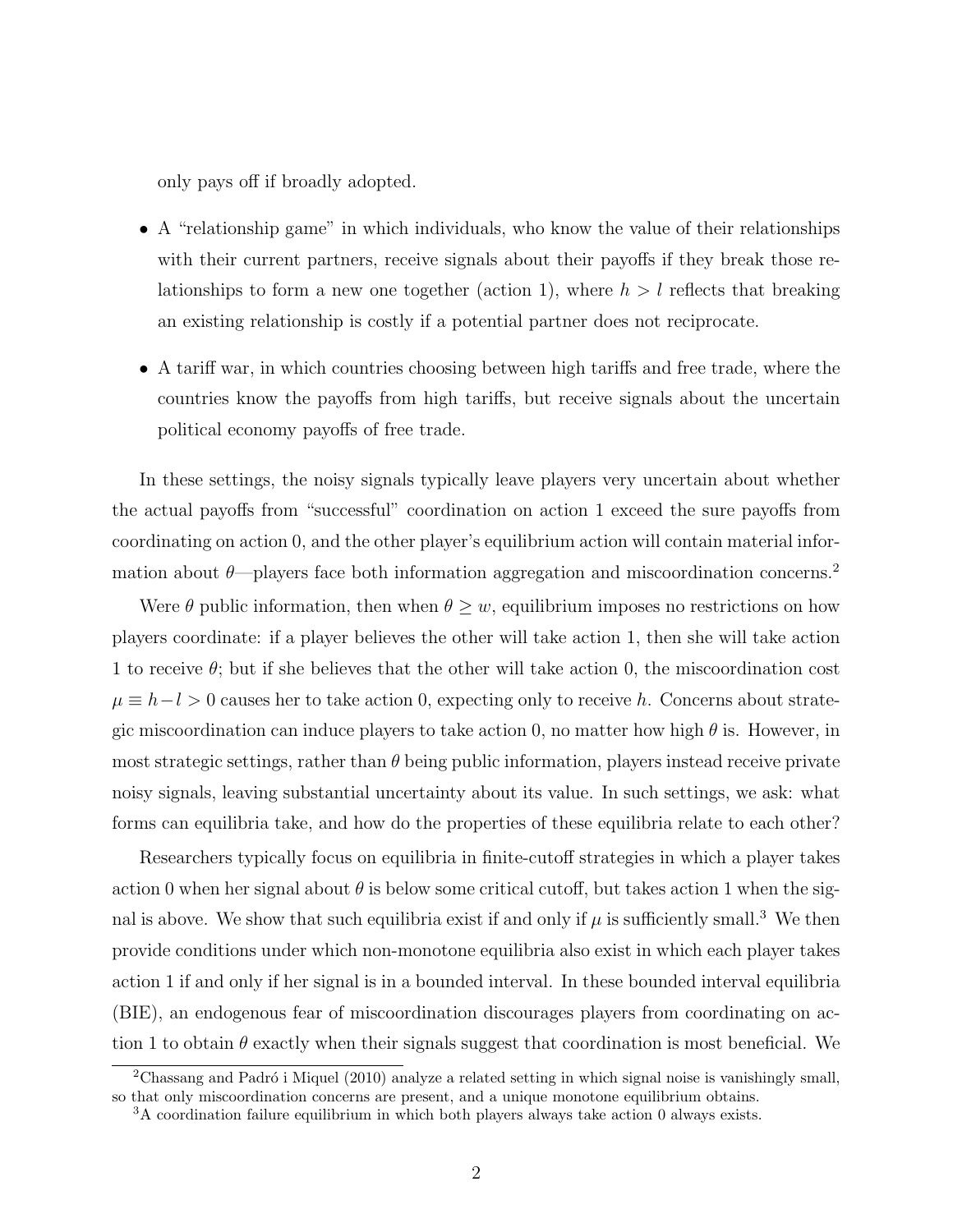only pays off if broadly adopted.

- A "relationship game" in which individuals, who know the value of their relationships with their current partners, receive signals about their payoffs if they break those relationships to form a new one together (action 1), where $h > l$ reflects that breaking an existing relationship is costly if a potential partner does not reciprocate.
- A tariff war, in which countries choosing between high tariffs and free trade, where the countries know the payoffs from high tariffs, but receive signals about the uncertain political economy payoffs of free trade.

In these settings, the noisy signals typically leave players very uncertain about whether the actual payoffs from "successful" coordination on action 1 exceed the sure payoffs from coordinating on action 0, and the other player's equilibrium action will contain material information about $\theta$—players face both information aggregation and miscoordination concerns.[2]

Were $\theta$ public information, then when $\theta \geq w$, equilibrium imposes no restrictions on how players coordinate: if a player believes the other will take action 1, then she will take action 1 to receive $\theta$; but if she believes that the other will take action 0, the miscoordination cost $\mu \equiv h - l > 0$ causes her to take action 0, expecting only to receive $h$. Concerns about strategic miscoordination can induce players to take action 0, no matter how high $\theta$ is. However, in most strategic settings, rather than $\theta$ being public information, players instead receive private noisy signals, leaving substantial uncertainty about its value. In such settings, we ask: what forms can equilibria take, and how do the properties of these equilibria relate to each other?

Researchers typically focus on equilibria in finite-cutoff strategies in which a player takes action 0 when her signal about $\theta$ is below some critical cutoff, but takes action 1 when the signal is above. We show that such equilibria exist if and only if $\mu$ is sufficiently small.[3] We then provide conditions under which non-monotone equilibria also exist in which each player takes action 1 if and only if her signal is in a bounded interval. In these bounded interval equilibria (BIE), an endogenous fear of miscoordination discourages players from coordinating on action 1 to obtain $\theta$ exactly when their signals suggest that coordination is most beneficial. We

[2] Chassang and Padró i Miquel (2010) analyze a related setting in which signal noise is vanishingly small, so that only miscoordination concerns are present, and a unique monotone equilibrium obtains.

[3] A coordination failure equilibrium in which both players always take action 0 always exists.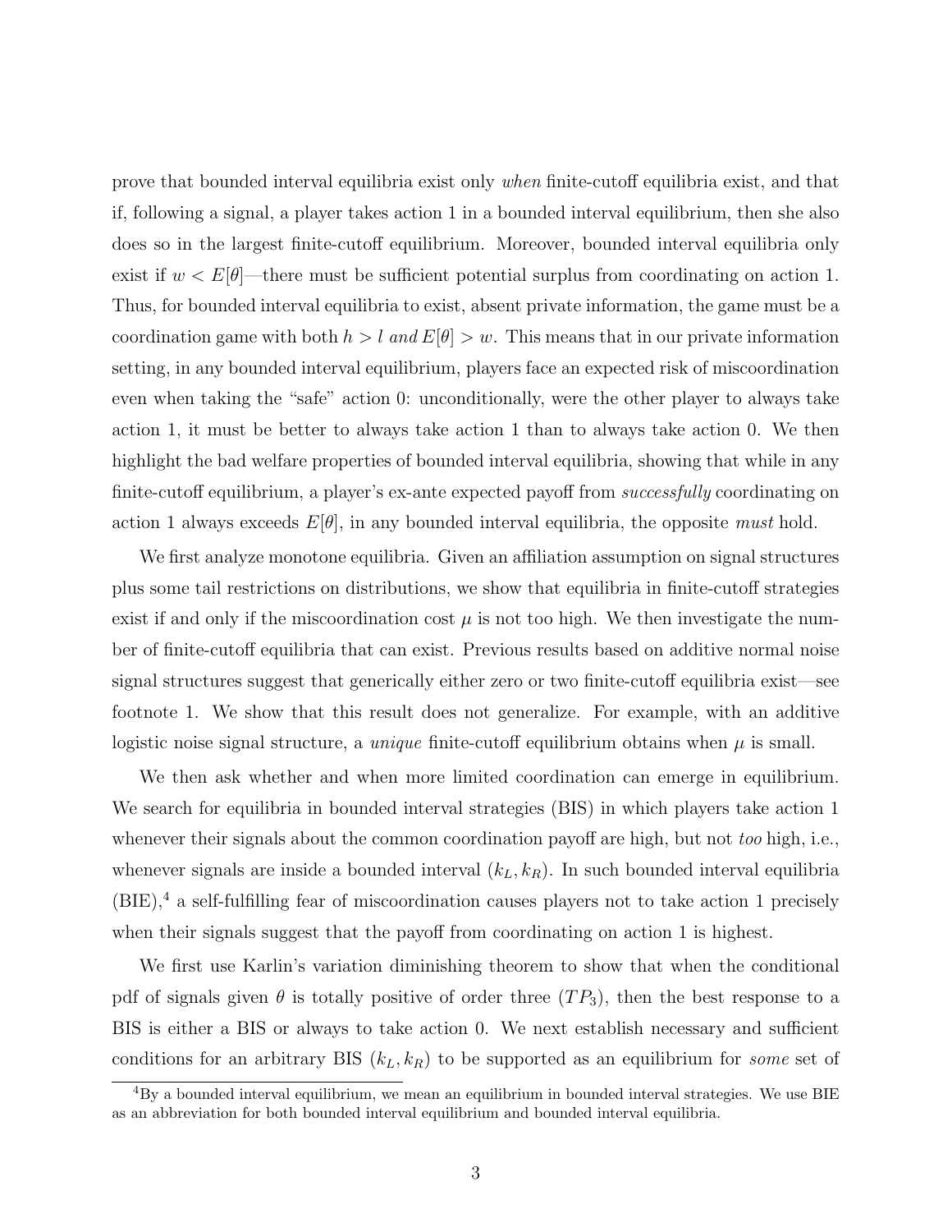prove that bounded interval equilibria exist only *when* finite-cutoff equilibria exist, and that if, following a signal, a player takes action 1 in a bounded interval equilibrium, then she also does so in the largest finite-cutoff equilibrium. Moreover, bounded interval equilibria only exist if $w < E[\theta]$—there must be sufficient potential surplus from coordinating on action 1. Thus, for bounded interval equilibria to exist, absent private information, the game must be a coordination game with both $h > l$ *and* $E[\theta] > w$. This means that in our private information setting, in any bounded interval equilibrium, players face an expected risk of miscoordination even when taking the "safe" action 0: unconditionally, were the other player to always take action 1, it must be better to always take action 1 than to always take action 0. We then highlight the bad welfare properties of bounded interval equilibria, showing that while in any finite-cutoff equilibrium, a player's ex-ante expected payoff from *successfully* coordinating on action 1 always exceeds $E[\theta]$, in any bounded interval equilibria, the opposite *must* hold.

We first analyze monotone equilibria. Given an affiliation assumption on signal structures plus some tail restrictions on distributions, we show that equilibria in finite-cutoff strategies exist if and only if the miscoordination cost $\mu$ is not too high. We then investigate the number of finite-cutoff equilibria that can exist. Previous results based on additive normal noise signal structures suggest that generically either zero or two finite-cutoff equilibria exist—see footnote 1. We show that this result does not generalize. For example, with an additive logistic noise signal structure, a *unique* finite-cutoff equilibrium obtains when $\mu$ is small.

We then ask whether and when more limited coordination can emerge in equilibrium. We search for equilibria in bounded interval strategies (BIS) in which players take action 1 whenever their signals about the common coordination payoff are high, but not *too* high, i.e., whenever signals are inside a bounded interval $(k_L, k_R)$. In such bounded interval equilibria (BIE),[4] a self-fulfilling fear of miscoordination causes players not to take action 1 precisely when their signals suggest that the payoff from coordinating on action 1 is highest.

We first use Karlin's variation diminishing theorem to show that when the conditional pdf of signals given $\theta$ is totally positive of order three ($TP_3$), then the best response to a BIS is either a BIS or always to take action 0. We next establish necessary and sufficient conditions for an arbitrary BIS $(k_L, k_R)$ to be supported as an equilibrium for *some* set of

[4] By a bounded interval equilibrium, we mean an equilibrium in bounded interval strategies. We use BIE as an abbreviation for both bounded interval equilibrium and bounded interval equilibria.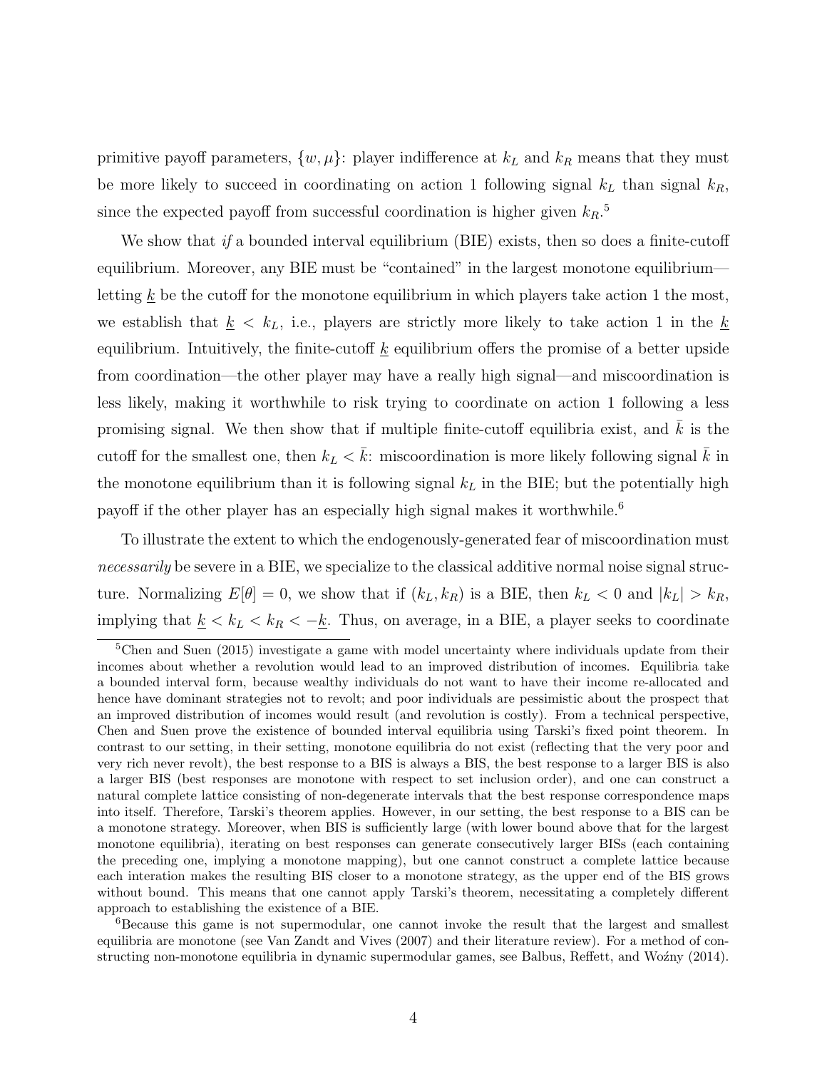primitive payoff parameters, $\{w, \mu\}$: player indifference at $k_L$ and $k_R$ means that they must be more likely to succeed in coordinating on action 1 following signal $k_L$ than signal $k_R$, since the expected payoff from successful coordination is higher given $k_R$.[5]

We show that *if* a bounded interval equilibrium (BIE) exists, then so does a finite-cutoff equilibrium. Moreover, any BIE must be "contained" in the largest monotone equilibrium—letting $\underline{k}$ be the cutoff for the monotone equilibrium in which players take action 1 the most, we establish that $\underline{k} < k_L$, i.e., players are strictly more likely to take action 1 in the $\underline{k}$ equilibrium. Intuitively, the finite-cutoff $\underline{k}$ equilibrium offers the promise of a better upside from coordination—the other player may have a really high signal—and miscoordination is less likely, making it worthwhile to risk trying to coordinate on action 1 following a less promising signal. We then show that if multiple finite-cutoff equilibria exist, and $\bar{k}$ is the cutoff for the smallest one, then $k_L < \bar{k}$: miscoordination is more likely following signal $\bar{k}$ in the monotone equilibrium than it is following signal $k_L$ in the BIE; but the potentially high payoff if the other player has an especially high signal makes it worthwhile.[6]

To illustrate the extent to which the endogenously-generated fear of miscoordination must *necessarily* be severe in a BIE, we specialize to the classical additive normal noise signal structure. Normalizing $E[\theta] = 0$, we show that if $(k_L, k_R)$ is a BIE, then $k_L < 0$ and $|k_L| > k_R$, implying that $\underline{k} < k_L < k_R < -\underline{k}$. Thus, on average, in a BIE, a player seeks to coordinate

---

[5] Chen and Suen (2015) investigate a game with model uncertainty where individuals update from their incomes about whether a revolution would lead to an improved distribution of incomes. Equilibria take a bounded interval form, because wealthy individuals do not want to have their income re-allocated and hence have dominant strategies not to revolt; and poor individuals are pessimistic about the prospect that an improved distribution of incomes would result (and revolution is costly). From a technical perspective, Chen and Suen prove the existence of bounded interval equilibria using Tarski's fixed point theorem. In contrast to our setting, in their setting, monotone equilibria do not exist (reflecting that the very poor and very rich never revolt), the best response to a BIS is always a BIS, the best response to a larger BIS is also a larger BIS (best responses are monotone with respect to set inclusion order), and one can construct a natural complete lattice consisting of non-degenerate intervals that the best response correspondence maps into itself. Therefore, Tarski's theorem applies. However, in our setting, the best response to a BIS can be a monotone strategy. Moreover, when BIS is sufficiently large (with lower bound above that for the largest monotone equilibria), iterating on best responses can generate consecutively larger BISs (each containing the preceding one, implying a monotone mapping), but one cannot construct a complete lattice because each interation makes the resulting BIS closer to a monotone strategy, as the upper end of the BIS grows without bound. This means that one cannot apply Tarski's theorem, necessitating a completely different approach to establishing the existence of a BIE.

[6] Because this game is not supermodular, one cannot invoke the result that the largest and smallest equilibria are monotone (see Van Zandt and Vives (2007) and their literature review). For a method of constructing non-monotone equilibria in dynamic supermodular games, see Balbus, Reffett, and Woźny (2014).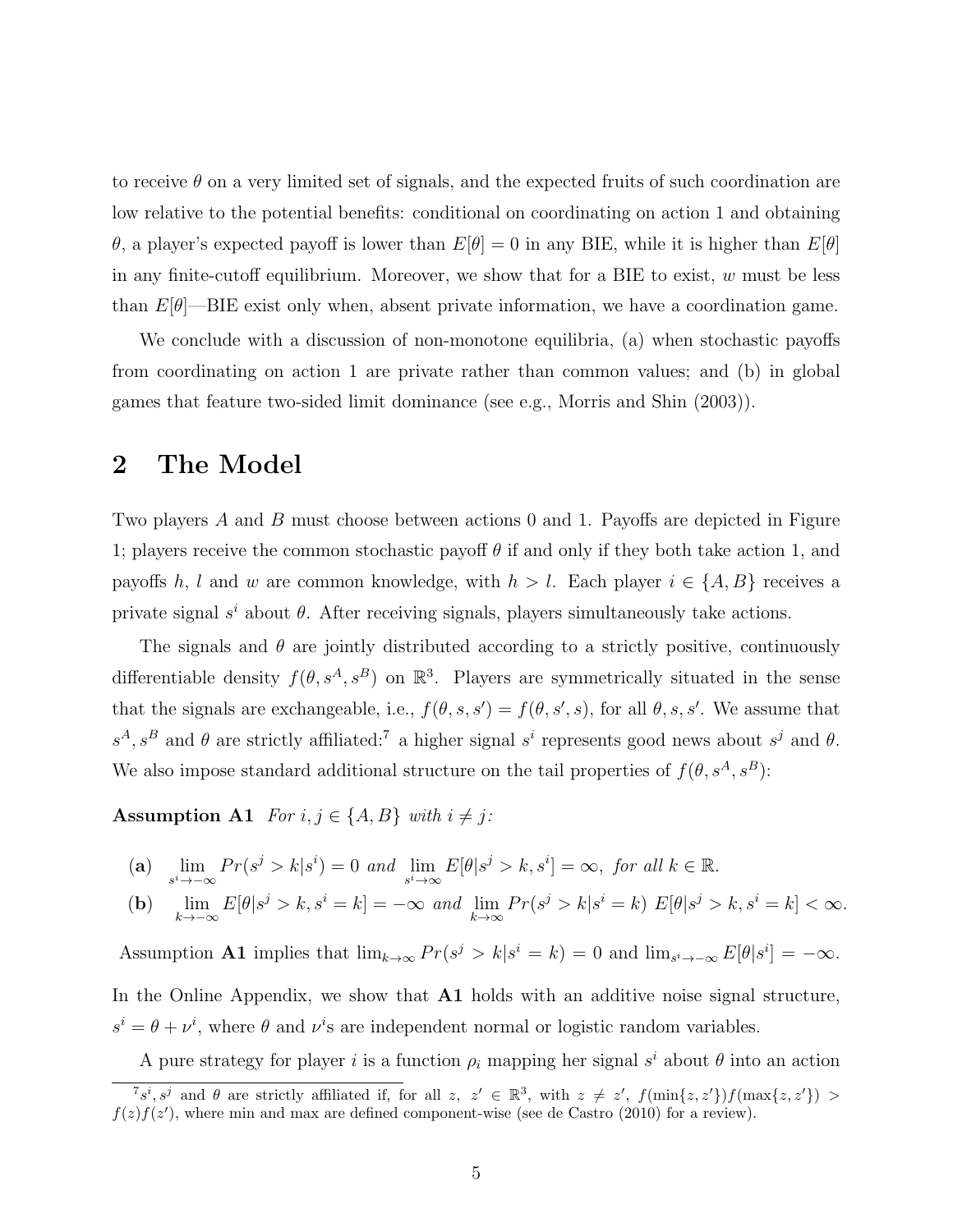to receive $\theta$ on a very limited set of signals, and the expected fruits of such coordination are low relative to the potential benefits: conditional on coordinating on action 1 and obtaining $\theta$, a player's expected payoff is lower than $E[\theta] = 0$ in any BIE, while it is higher than $E[\theta]$ in any finite-cutoff equilibrium. Moreover, we show that for a BIE to exist, $w$ must be less than $E[\theta]$—BIE exist only when, absent private information, we have a coordination game.

We conclude with a discussion of non-monotone equilibria, (a) when stochastic payoffs from coordinating on action 1 are private rather than common values; and (b) in global games that feature two-sided limit dominance (see e.g., Morris and Shin (2003)).

## 2 The Model

Two players $A$ and $B$ must choose between actions 0 and 1. Payoffs are depicted in Figure 1; players receive the common stochastic payoff $\theta$ if and only if they both take action 1, and payoffs $h$, $l$ and $w$ are common knowledge, with $h > l$. Each player $i \in \{A, B\}$ receives a private signal $s^i$ about $\theta$. After receiving signals, players simultaneously take actions.

The signals and $\theta$ are jointly distributed according to a strictly positive, continuously differentiable density $f(\theta, s^A, s^B)$ on $\mathbb{R}^3$. Players are symmetrically situated in the sense that the signals are exchangeable, i.e., $f(\theta, s, s') = f(\theta, s', s)$, for all $\theta, s, s'$. We assume that $s^A, s^B$ and $\theta$ are strictly affiliated:[7] a higher signal $s^i$ represents good news about $s^j$ and $\theta$. We also impose standard additional structure on the tail properties of $f(\theta, s^A, s^B)$:

**Assumption A1** *For $i, j \in \{A, B\}$ with $i \neq j$:*

**(a)** $\lim_{s^i \to -\infty} Pr(s^j > k | s^i) = 0$ *and* $\lim_{s^i \to \infty} E[\theta | s^j > k, s^i] = \infty$*, for all $k \in \mathbb{R}$.*

**(b)** $\lim_{k \to -\infty} E[\theta | s^j > k, s^i = k] = -\infty$ *and* $\lim_{k \to \infty} Pr(s^j > k | s^i = k)\ E[\theta | s^j > k, s^i = k] < \infty$.

Assumption **A1** implies that $\lim_{k \to \infty} Pr(s^j > k | s^i = k) = 0$ and $\lim_{s^i \to -\infty} E[\theta | s^i] = -\infty$. In the Online Appendix, we show that **A1** holds with an additive noise signal structure, $s^i = \theta + \nu^i$, where $\theta$ and $\nu^i$s are independent normal or logistic random variables.

A pure strategy for player $i$ is a function $\rho_i$ mapping her signal $s^i$ about $\theta$ into an action

[7] $s^i, s^j$ and $\theta$ are strictly affiliated if, for all $z,\ z' \in \mathbb{R}^3$, with $z \neq z'$, $f(\min\{z, z'\}) f(\max\{z, z'\}) > f(z) f(z')$, where min and max are defined component-wise (see de Castro (2010) for a review).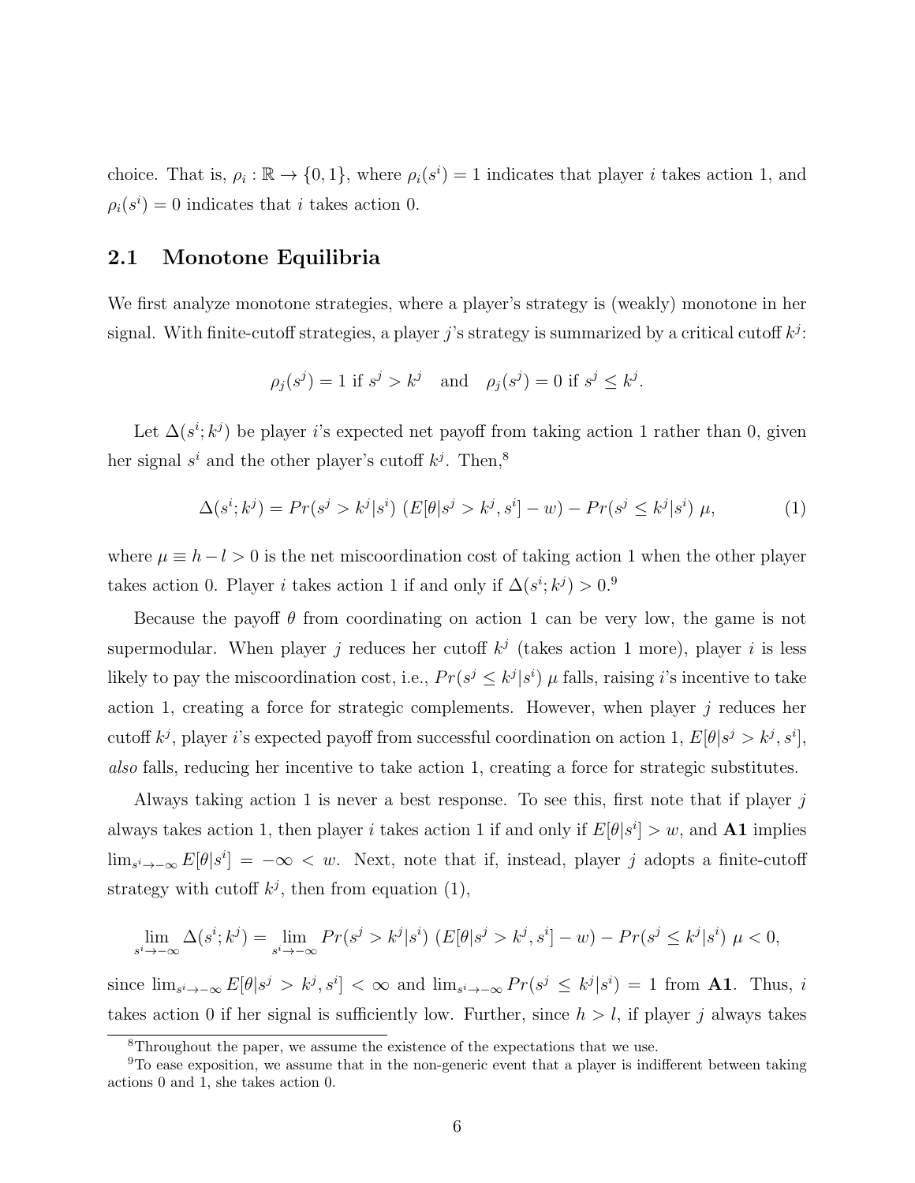choice. That is, $\rho_i : \mathbb{R} \to \{0, 1\}$, where $\rho_i(s^i) = 1$ indicates that player $i$ takes action 1, and $\rho_i(s^i) = 0$ indicates that $i$ takes action 0.

## 2.1 Monotone Equilibria

We first analyze monotone strategies, where a player's strategy is (weakly) monotone in her signal. With finite-cutoff strategies, a player $j$'s strategy is summarized by a critical cutoff $k^j$:

$$\rho_j(s^j) = 1 \text{ if } s^j > k^j \quad \text{and} \quad \rho_j(s^j) = 0 \text{ if } s^j \leq k^j.$$

Let $\Delta(s^i; k^j)$ be player $i$'s expected net payoff from taking action 1 rather than 0, given her signal $s^i$ and the other player's cutoff $k^j$. Then,[8]

$$\Delta(s^i; k^j) = Pr(s^j > k^j | s^i) \; (E[\theta | s^j > k^j, s^i] - w) - Pr(s^j \leq k^j | s^i) \; \mu, \tag{1}$$

where $\mu \equiv h - l > 0$ is the net miscoordination cost of taking action 1 when the other player takes action 0. Player $i$ takes action 1 if and only if $\Delta(s^i; k^j) > 0$.[9]

Because the payoff $\theta$ from coordinating on action 1 can be very low, the game is not supermodular. When player $j$ reduces her cutoff $k^j$ (takes action 1 more), player $i$ is less likely to pay the miscoordination cost, i.e., $Pr(s^j \leq k^j | s^i) \; \mu$ falls, raising $i$'s incentive to take action 1, creating a force for strategic complements. However, when player $j$ reduces her cutoff $k^j$, player $i$'s expected payoff from successful coordination on action 1, $E[\theta | s^j > k^j, s^i]$, *also* falls, reducing her incentive to take action 1, creating a force for strategic substitutes.

Always taking action 1 is never a best response. To see this, first note that if player $j$ always takes action 1, then player $i$ takes action 1 if and only if $E[\theta | s^i] > w$, and **A1** implies $\lim_{s^i \to -\infty} E[\theta | s^i] = -\infty < w$. Next, note that if, instead, player $j$ adopts a finite-cutoff strategy with cutoff $k^j$, then from equation (1),

$$\lim_{s^i \to -\infty} \Delta(s^i; k^j) = \lim_{s^i \to -\infty} Pr(s^j > k^j | s^i) \; (E[\theta | s^j > k^j, s^i] - w) - Pr(s^j \leq k^j | s^i) \; \mu < 0,$$

since $\lim_{s^i \to -\infty} E[\theta | s^j > k^j, s^i] < \infty$ and $\lim_{s^i \to -\infty} Pr(s^j \leq k^j | s^i) = 1$ from **A1**. Thus, $i$ takes action 0 if her signal is sufficiently low. Further, since $h > l$, if player $j$ always takes

[8] Throughout the paper, we assume the existence of the expectations that we use.

[9] To ease exposition, we assume that in the non-generic event that a player is indifferent between taking actions 0 and 1, she takes action 0.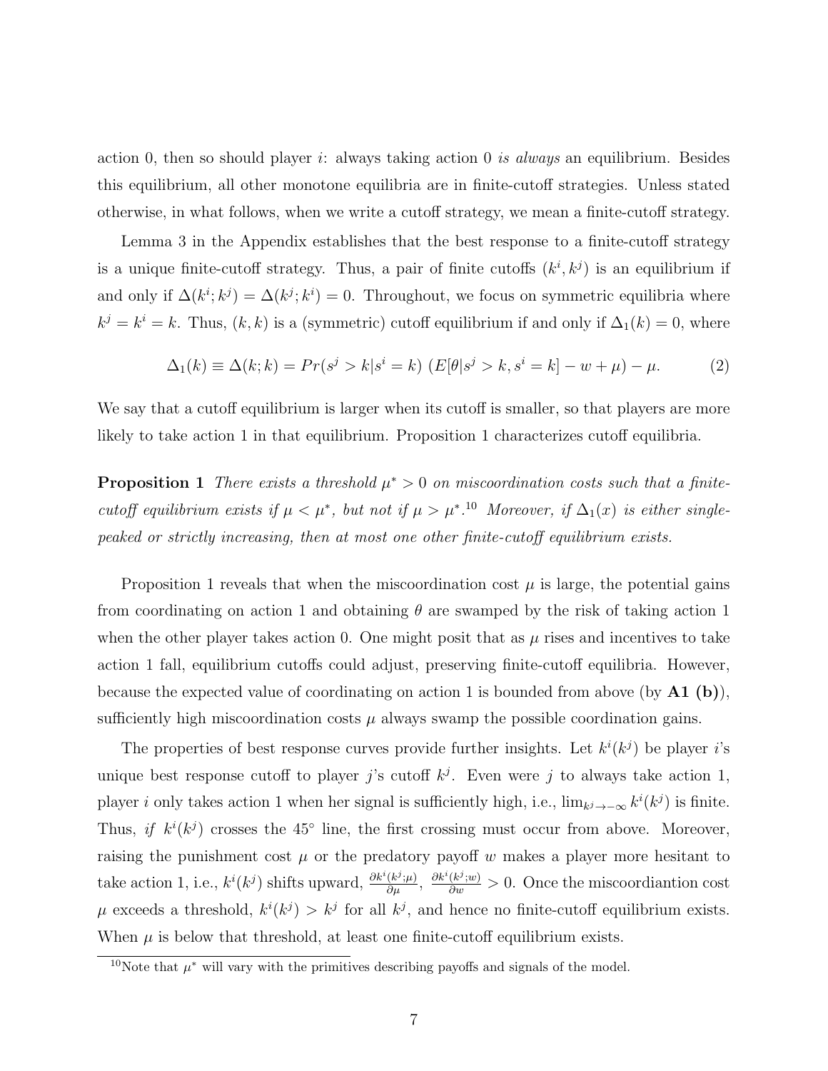action 0, then so should player $i$: always taking action 0 *is always* an equilibrium. Besides this equilibrium, all other monotone equilibria are in finite-cutoff strategies. Unless stated otherwise, in what follows, when we write a cutoff strategy, we mean a finite-cutoff strategy.

Lemma 3 in the Appendix establishes that the best response to a finite-cutoff strategy is a unique finite-cutoff strategy. Thus, a pair of finite cutoffs $(k^i, k^j)$ is an equilibrium if and only if $\Delta(k^i; k^j) = \Delta(k^j; k^i) = 0$. Throughout, we focus on symmetric equilibria where $k^j = k^i = k$. Thus, $(k, k)$ is a (symmetric) cutoff equilibrium if and only if $\Delta_1(k) = 0$, where

$$\Delta_1(k) \equiv \Delta(k; k) = Pr(s^j > k | s^i = k) \; (E[\theta | s^j > k, s^i = k] - w + \mu) - \mu. \tag{2}$$

We say that a cutoff equilibrium is larger when its cutoff is smaller, so that players are more likely to take action 1 in that equilibrium. Proposition 1 characterizes cutoff equilibria.

**Proposition 1** *There exists a threshold $\mu^* > 0$ on miscoordination costs such that a finite-cutoff equilibrium exists if $\mu < \mu^*$, but not if $\mu > \mu^*$.*[10] *Moreover, if $\Delta_1(x)$ is either single-peaked or strictly increasing, then at most one other finite-cutoff equilibrium exists.*

Proposition 1 reveals that when the miscoordination cost $\mu$ is large, the potential gains from coordinating on action 1 and obtaining $\theta$ are swamped by the risk of taking action 1 when the other player takes action 0. One might posit that as $\mu$ rises and incentives to take action 1 fall, equilibrium cutoffs could adjust, preserving finite-cutoff equilibria. However, because the expected value of coordinating on action 1 is bounded from above (by **A1 (b)**), sufficiently high miscoordination costs $\mu$ always swamp the possible coordination gains.

The properties of best response curves provide further insights. Let $k^i(k^j)$ be player $i$'s unique best response cutoff to player $j$'s cutoff $k^j$. Even were $j$ to always take action 1, player $i$ only takes action 1 when her signal is sufficiently high, i.e., $\lim_{k^j \to -\infty} k^i(k^j)$ is finite. Thus, *if* $k^i(k^j)$ crosses the 45° line, the first crossing must occur from above. Moreover, raising the punishment cost $\mu$ or the predatory payoff $w$ makes a player more hesitant to take action 1, i.e., $k^i(k^j)$ shifts upward, $\frac{\partial k^i(k^j;\mu)}{\partial \mu}$, $\frac{\partial k^i(k^j;w)}{\partial w} > 0$. Once the miscoordiantion cost $\mu$ exceeds a threshold, $k^i(k^j) > k^j$ for all $k^j$, and hence no finite-cutoff equilibrium exists. When $\mu$ is below that threshold, at least one finite-cutoff equilibrium exists.

[10] Note that $\mu^*$ will vary with the primitives describing payoffs and signals of the model.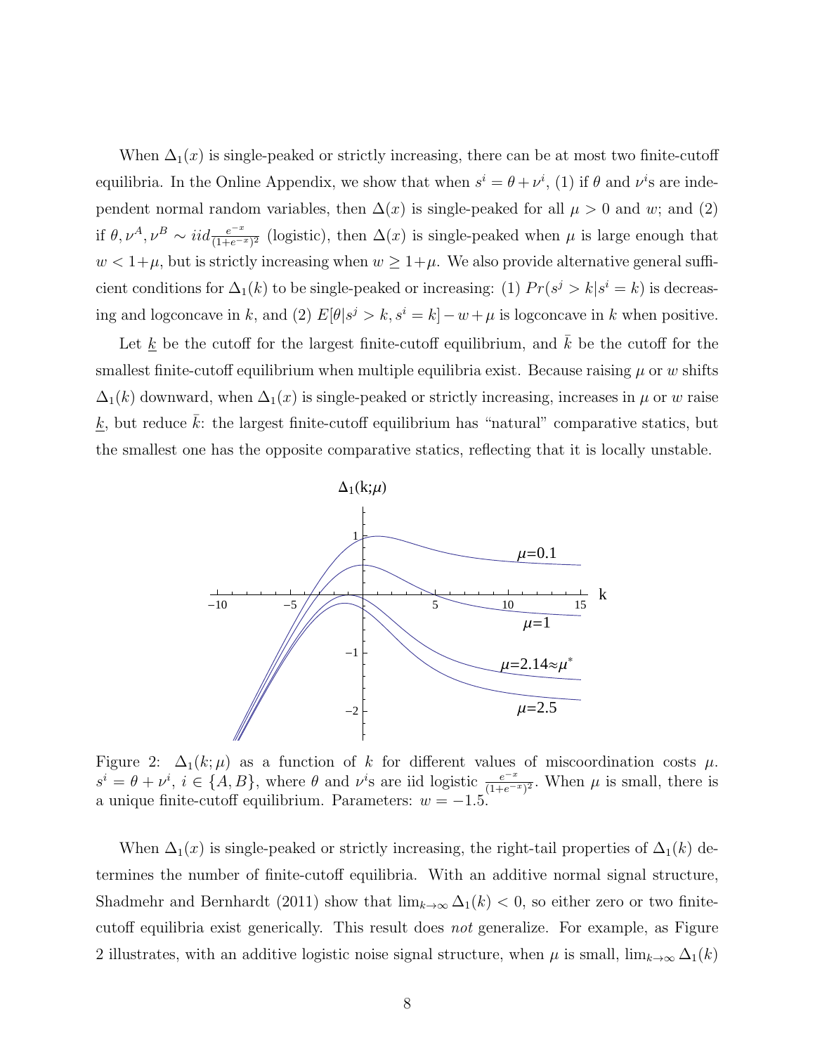When $\Delta_1(x)$ is single-peaked or strictly increasing, there can be at most two finite-cutoff equilibria. In the Online Appendix, we show that when $s^i = \theta + \nu^i$, (1) if $\theta$ and $\nu^i$s are independent normal random variables, then $\Delta(x)$ is single-peaked for all $\mu > 0$ and $w$; and (2) if $\theta, \nu^A, \nu^B \sim iid \frac{e^{-x}}{(1+e^{-x})^2}$ (logistic), then $\Delta(x)$ is single-peaked when $\mu$ is large enough that $w < 1+\mu$, but is strictly increasing when $w \geq 1+\mu$. We also provide alternative general sufficient conditions for $\Delta_1(k)$ to be single-peaked or increasing: (1) $Pr(s^j > k|s^i = k)$ is decreasing and logconcave in $k$, and (2) $E[\theta|s^j > k, s^i = k] - w + \mu$ is logconcave in $k$ when positive.

Let $\underline{k}$ be the cutoff for the largest finite-cutoff equilibrium, and $\bar{k}$ be the cutoff for the smallest finite-cutoff equilibrium when multiple equilibria exist. Because raising $\mu$ or $w$ shifts $\Delta_1(k)$ downward, when $\Delta_1(x)$ is single-peaked or strictly increasing, increases in $\mu$ or $w$ raise $\underline{k}$, but reduce $\bar{k}$: the largest finite-cutoff equilibrium has "natural" comparative statics, but the smallest one has the opposite comparative statics, reflecting that it is locally unstable.

Figure 2: $\Delta_1(k;\mu)$ as a function of $k$ for different values of miscoordination costs $\mu$. $s^i = \theta + \nu^i$, $i \in \{A, B\}$, where $\theta$ and $\nu^i$s are iid logistic $\frac{e^{-x}}{(1+e^{-x})^2}$. When $\mu$ is small, there is a unique finite-cutoff equilibrium. Parameters: $w = -1.5$.

When $\Delta_1(x)$ is single-peaked or strictly increasing, the right-tail properties of $\Delta_1(k)$ determines the number of finite-cutoff equilibria. With an additive normal signal structure, Shadmehr and Bernhardt (2011) show that $\lim_{k\to\infty} \Delta_1(k) < 0$, so either zero or two finite-cutoff equilibria exist generically. This result does *not* generalize. For example, as Figure 2 illustrates, with an additive logistic noise signal structure, when $\mu$ is small, $\lim_{k\to\infty} \Delta_1(k)$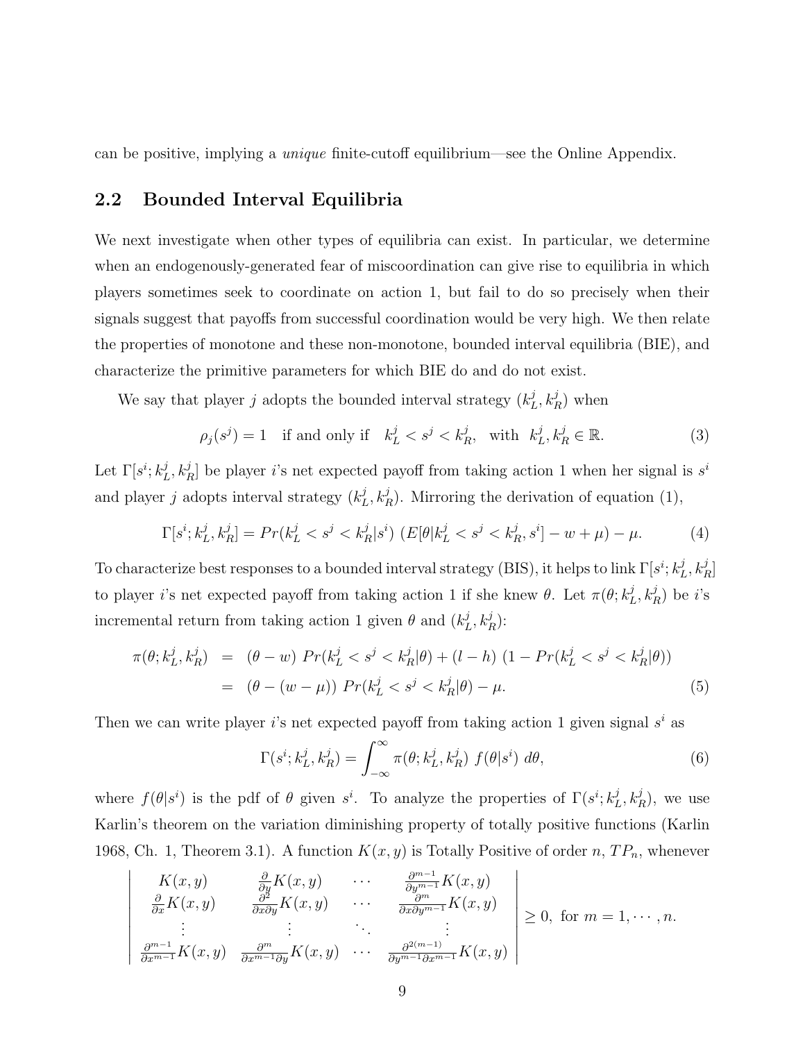can be positive, implying a *unique* finite-cutoff equilibrium—see the Online Appendix.

## 2.2 Bounded Interval Equilibria

We next investigate when other types of equilibria can exist. In particular, we determine when an endogenously-generated fear of miscoordination can give rise to equilibria in which players sometimes seek to coordinate on action 1, but fail to do so precisely when their signals suggest that payoffs from successful coordination would be very high. We then relate the properties of monotone and these non-monotone, bounded interval equilibria (BIE), and characterize the primitive parameters for which BIE do and do not exist.

We say that player $j$ adopts the bounded interval strategy $(k_L^j, k_R^j)$ when

$$\rho_j(s^j) = 1 \quad \text{if and only if} \quad k_L^j < s^j < k_R^j, \quad \text{with} \ \ k_L^j, k_R^j \in \mathbb{R}. \tag{3}$$

Let $\Gamma[s^i; k_L^j, k_R^j]$ be player $i$'s net expected payoff from taking action 1 when her signal is $s^i$ and player $j$ adopts interval strategy $(k_L^j, k_R^j)$. Mirroring the derivation of equation (1),

$$\Gamma[s^i; k_L^j, k_R^j] = Pr(k_L^j < s^j < k_R^j | s^i) \ (E[\theta | k_L^j < s^j < k_R^j, s^i] - w + \mu) - \mu. \tag{4}$$

To characterize best responses to a bounded interval strategy (BIS), it helps to link $\Gamma[s^i; k_L^j, k_R^j]$ to player $i$'s net expected payoff from taking action 1 if she knew $\theta$. Let $\pi(\theta; k_L^j, k_R^j)$ be $i$'s incremental return from taking action 1 given $\theta$ and $(k_L^j, k_R^j)$:

$$\begin{aligned}
\pi(\theta; k_L^j, k_R^j) &= (\theta - w) \ Pr(k_L^j < s^j < k_R^j | \theta) + (l - h) \ (1 - Pr(k_L^j < s^j < k_R^j | \theta)) \\
&= (\theta - (w - \mu)) \ Pr(k_L^j < s^j < k_R^j | \theta) - \mu.
\end{aligned} \tag{5}$$

Then we can write player $i$'s net expected payoff from taking action 1 given signal $s^i$ as

$$\Gamma(s^i; k_L^j, k_R^j) = \int_{-\infty}^{\infty} \pi(\theta; k_L^j, k_R^j) \ f(\theta | s^i) \ d\theta, \tag{6}$$

where $f(\theta|s^i)$ is the pdf of $\theta$ given $s^i$. To analyze the properties of $\Gamma(s^i; k_L^j, k_R^j)$, we use Karlin's theorem on the variation diminishing property of totally positive functions (Karlin 1968, Ch. 1, Theorem 3.1). A function $K(x, y)$ is Totally Positive of order $n$, $TP_n$, whenever

$$\begin{vmatrix}
K(x,y) & \frac{\partial}{\partial y} K(x,y) & \cdots & \frac{\partial^{m-1}}{\partial y^{m-1}} K(x,y) \\
\frac{\partial}{\partial x} K(x,y) & \frac{\partial^2}{\partial x \partial y} K(x,y) & \cdots & \frac{\partial^m}{\partial x \partial y^{m-1}} K(x,y) \\
\vdots & \vdots & \ddots & \vdots \\
\frac{\partial^{m-1}}{\partial x^{m-1}} K(x,y) & \frac{\partial^m}{\partial x^{m-1} \partial y} K(x,y) & \cdots & \frac{\partial^{2(m-1)}}{\partial y^{m-1} \partial x^{m-1}} K(x,y)
\end{vmatrix} \geq 0, \ \text{for} \ m = 1, \cdots, n.$$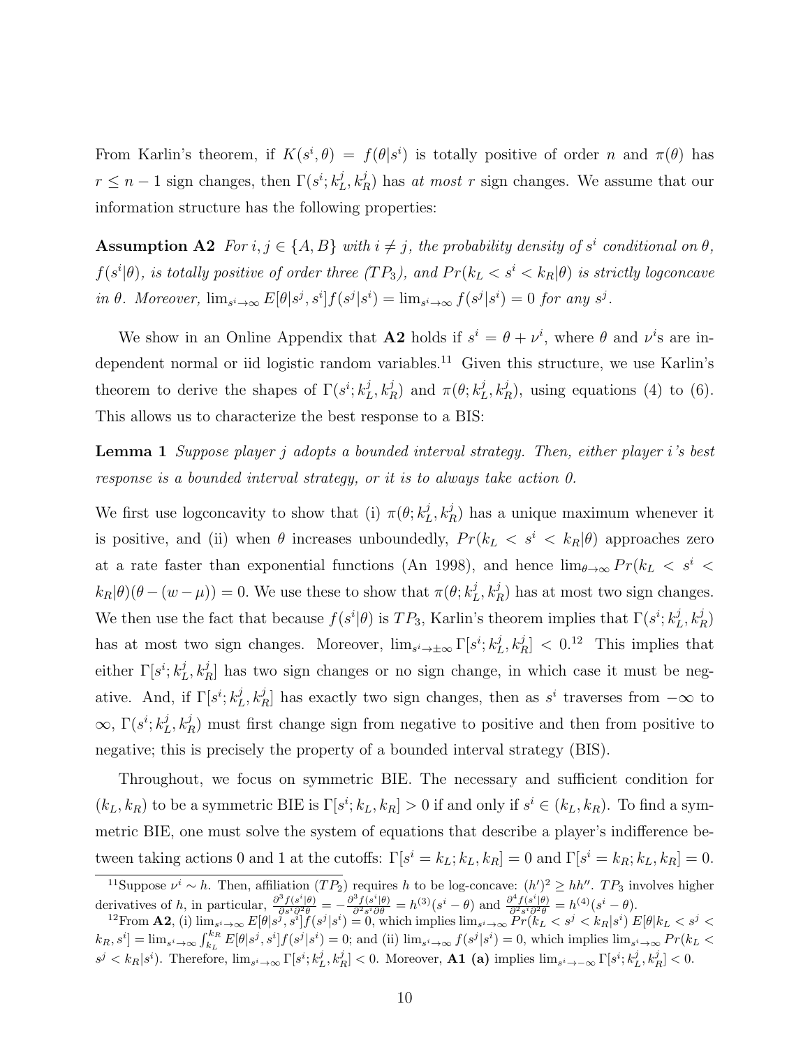From Karlin's theorem, if $K(s^i, \theta) = f(\theta|s^i)$ is totally positive of order $n$ and $\pi(\theta)$ has $r \leq n-1$ sign changes, then $\Gamma(s^i; k_L^j, k_R^j)$ has *at most* $r$ sign changes. We assume that our information structure has the following properties:

**Assumption A2** *For $i, j \in \{A, B\}$ with $i \neq j$, the probability density of $s^i$ conditional on $\theta$, $f(s^i|\theta)$, is totally positive of order three ($TP_3$), and $Pr(k_L < s^i < k_R|\theta)$ is strictly logconcave in $\theta$. Moreover, $\lim_{s^i \to \infty} E[\theta|s^j, s^i]f(s^j|s^i) = \lim_{s^i \to \infty} f(s^j|s^i) = 0$ for any $s^j$.*

We show in an Online Appendix that **A2** holds if $s^i = \theta + \nu^i$, where $\theta$ and $\nu^i$'s are independent normal or iid logistic random variables.[11] Given this structure, we use Karlin's theorem to derive the shapes of $\Gamma(s^i; k_L^j, k_R^j)$ and $\pi(\theta; k_L^j, k_R^j)$, using equations (4) to (6). This allows us to characterize the best response to a BIS:

**Lemma 1** *Suppose player $j$ adopts a bounded interval strategy. Then, either player $i$'s best response is a bounded interval strategy, or it is to always take action 0.*

We first use logconcavity to show that (i) $\pi(\theta; k_L^j, k_R^j)$ has a unique maximum whenever it is positive, and (ii) when $\theta$ increases unboundedly, $Pr(k_L < s^i < k_R|\theta)$ approaches zero at a rate faster than exponential functions (An 1998), and hence $\lim_{\theta \to \infty} Pr(k_L < s^i < k_R|\theta)(\theta - (w - \mu)) = 0$. We use these to show that $\pi(\theta; k_L^j, k_R^j)$ has at most two sign changes. We then use the fact that because $f(s^i|\theta)$ is $TP_3$, Karlin's theorem implies that $\Gamma(s^i; k_L^j, k_R^j)$ has at most two sign changes. Moreover, $\lim_{s^i \to \pm\infty} \Gamma[s^i; k_L^j, k_R^j] < 0$.[12] This implies that either $\Gamma[s^i; k_L^j, k_R^j]$ has two sign changes or no sign change, in which case it must be negative. And, if $\Gamma[s^i; k_L^j, k_R^j]$ has exactly two sign changes, then as $s^i$ traverses from $-\infty$ to $\infty$, $\Gamma(s^i; k_L^j, k_R^j)$ must first change sign from negative to positive and then from positive to negative; this is precisely the property of a bounded interval strategy (BIS).

Throughout, we focus on symmetric BIE. The necessary and sufficient condition for $(k_L, k_R)$ to be a symmetric BIE is $\Gamma[s^i; k_L, k_R] > 0$ if and only if $s^i \in (k_L, k_R)$. To find a symmetric BIE, one must solve the system of equations that describe a player's indifference between taking actions 0 and 1 at the cutoffs: $\Gamma[s^i = k_L; k_L, k_R] = 0$ and $\Gamma[s^i = k_R; k_L, k_R] = 0$.

---

[11] Suppose $\nu^i \sim h$. Then, affiliation ($TP_2$) requires $h$ to be log-concave: $(h')^2 \geq hh''$. $TP_3$ involves higher derivatives of $h$, in particular, $\frac{\partial^3 f(s^i|\theta)}{\partial s^i \partial^2 \theta} = -\frac{\partial^3 f(s^i|\theta)}{\partial^2 s^i \partial \theta} = h^{(3)}(s^i - \theta)$ and $\frac{\partial^4 f(s^i|\theta)}{\partial^2 s^i \partial^2 \theta} = h^{(4)}(s^i - \theta)$.

[12] From **A2**, (i) $\lim_{s^i \to \infty} E[\theta|s^j, s^i]f(s^j|s^i) = 0$, which implies $\lim_{s^i \to \infty} Pr(k_L < s^j < k_R|s^i)\, E[\theta|k_L < s^j < k_R, s^i] = \lim_{s^i \to \infty} \int_{k_L}^{k_R} E[\theta|s^j, s^i]f(s^j|s^i) = 0$; and (ii) $\lim_{s^i \to \infty} f(s^j|s^i) = 0$, which implies $\lim_{s^i \to \infty} Pr(k_L < s^j < k_R|s^i)$. Therefore, $\lim_{s^i \to \infty} \Gamma[s^i; k_L^j, k_R^j] < 0$. Moreover, **A1 (a)** implies $\lim_{s^i \to -\infty} \Gamma[s^i; k_L^j, k_R^j] < 0$.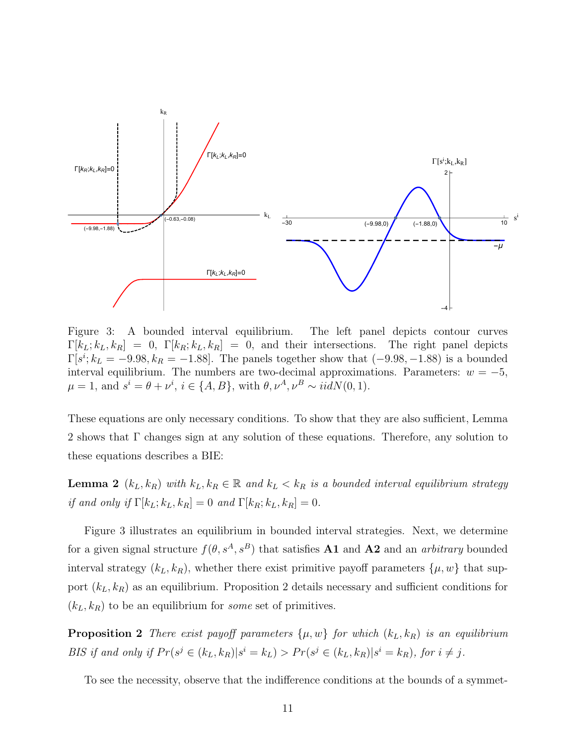Figure 3: A bounded interval equilibrium. The left panel depicts contour curves $\Gamma[k_L; k_L, k_R] = 0$, $\Gamma[k_R; k_L, k_R] = 0$, and their intersections. The right panel depicts $\Gamma[s^i; k_L = -9.98, k_R = -1.88]$. The panels together show that $(-9.98, -1.88)$ is a bounded interval equilibrium. The numbers are two-decimal approximations. Parameters: $w = -5$, $\mu = 1$, and $s^i = \theta + \nu^i$, $i \in \{A, B\}$, with $\theta, \nu^A, \nu^B \sim iidN(0, 1)$.

These equations are only necessary conditions. To show that they are also sufficient, Lemma 2 shows that $\Gamma$ changes sign at any solution of these equations. Therefore, any solution to these equations describes a BIE:

**Lemma 2** *$(k_L, k_R)$ with $k_L, k_R \in \mathbb{R}$ and $k_L < k_R$ is a bounded interval equilibrium strategy if and only if $\Gamma[k_L; k_L, k_R] = 0$ and $\Gamma[k_R; k_L, k_R] = 0$.*

Figure 3 illustrates an equilibrium in bounded interval strategies. Next, we determine for a given signal structure $f(\theta, s^A, s^B)$ that satisfies **A1** and **A2** and an *arbitrary* bounded interval strategy $(k_L, k_R)$, whether there exist primitive payoff parameters $\{\mu, w\}$ that support $(k_L, k_R)$ as an equilibrium. Proposition 2 details necessary and sufficient conditions for $(k_L, k_R)$ to be an equilibrium for *some* set of primitives.

**Proposition 2** *There exist payoff parameters $\{\mu, w\}$ for which $(k_L, k_R)$ is an equilibrium BIS if and only if $Pr(s^j \in (k_L, k_R)|s^i = k_L) > Pr(s^j \in (k_L, k_R)|s^i = k_R)$, for $i \neq j$.*

To see the necessity, observe that the indifference conditions at the bounds of a symmet-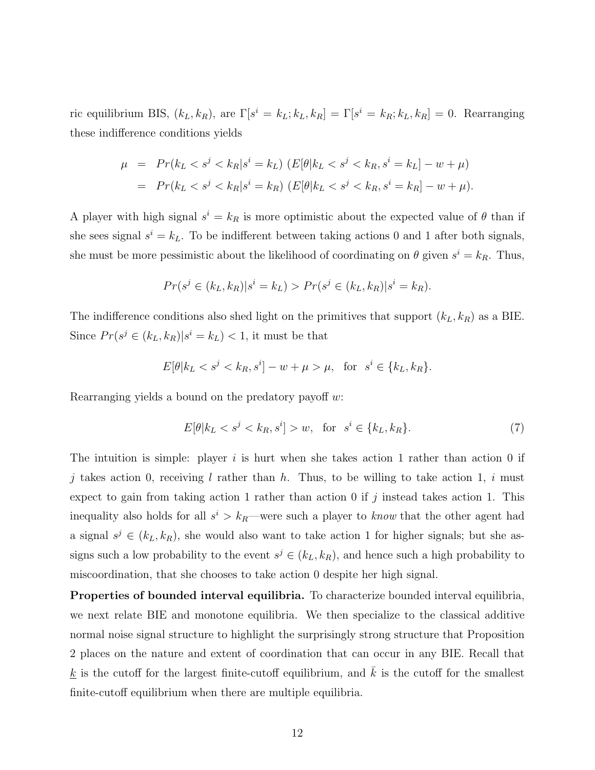ric equilibrium BIS, $(k_L, k_R)$, are $\Gamma[s^i = k_L; k_L, k_R] = \Gamma[s^i = k_R; k_L, k_R] = 0$. Rearranging these indifference conditions yields

$$\begin{aligned}
\mu &= Pr(k_L < s^j < k_R | s^i = k_L) \; (E[\theta | k_L < s^j < k_R, s^i = k_L] - w + \mu) \\
&= Pr(k_L < s^j < k_R | s^i = k_R) \; (E[\theta | k_L < s^j < k_R, s^i = k_R] - w + \mu).
\end{aligned}$$

A player with high signal $s^i = k_R$ is more optimistic about the expected value of $\theta$ than if she sees signal $s^i = k_L$. To be indifferent between taking actions 0 and 1 after both signals, she must be more pessimistic about the likelihood of coordinating on $\theta$ given $s^i = k_R$. Thus,

$$Pr(s^j \in (k_L, k_R) | s^i = k_L) > Pr(s^j \in (k_L, k_R) | s^i = k_R).$$

The indifference conditions also shed light on the primitives that support $(k_L, k_R)$ as a BIE. Since $Pr(s^j \in (k_L, k_R) | s^i = k_L) < 1$, it must be that

$$E[\theta | k_L < s^j < k_R, s^i] - w + \mu > \mu, \quad \text{for} \quad s^i \in \{k_L, k_R\}.$$

Rearranging yields a bound on the predatory payoff $w$:

$$E[\theta | k_L < s^j < k_R, s^i] > w, \quad \text{for} \quad s^i \in \{k_L, k_R\}. \tag{7}$$

The intuition is simple: player $i$ is hurt when she takes action 1 rather than action 0 if $j$ takes action 0, receiving $l$ rather than $h$. Thus, to be willing to take action 1, $i$ must expect to gain from taking action 1 rather than action 0 if $j$ instead takes action 1. This inequality also holds for all $s^i > k_R$—were such a player to *know* that the other agent had a signal $s^j \in (k_L, k_R)$, she would also want to take action 1 for higher signals; but she assigns such a low probability to the event $s^j \in (k_L, k_R)$, and hence such a high probability to miscoordination, that she chooses to take action 0 despite her high signal.

**Properties of bounded interval equilibria.** To characterize bounded interval equilibria, we next relate BIE and monotone equilibria. We then specialize to the classical additive normal noise signal structure to highlight the surprisingly strong structure that Proposition 2 places on the nature and extent of coordination that can occur in any BIE. Recall that $\underline{k}$ is the cutoff for the largest finite-cutoff equilibrium, and $\bar{k}$ is the cutoff for the smallest finite-cutoff equilibrium when there are multiple equilibria.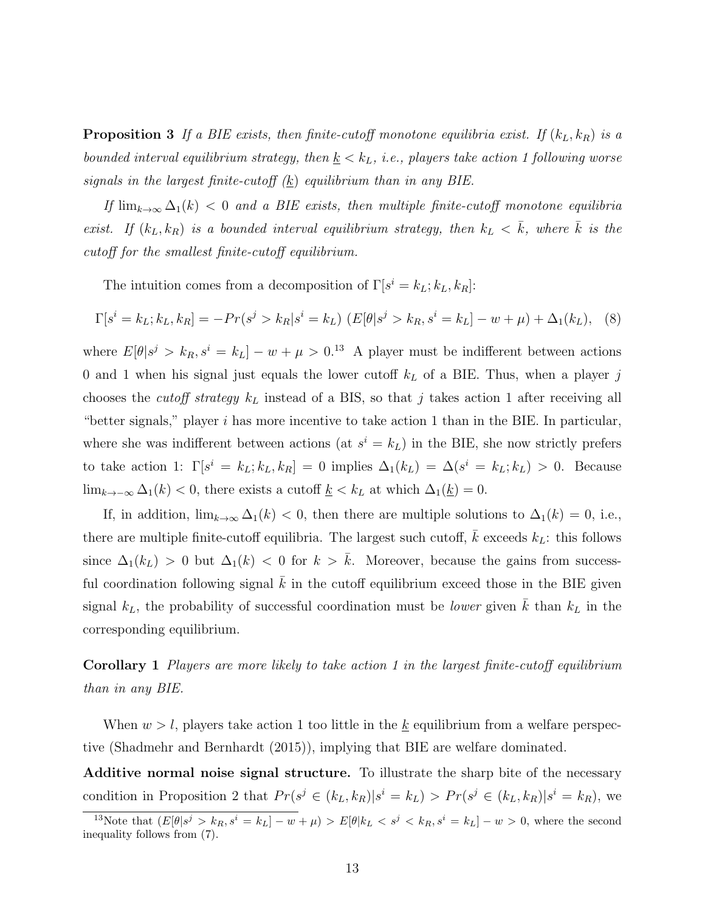**Proposition 3** *If a BIE exists, then finite-cutoff monotone equilibria exist. If $(k_L, k_R)$ is a bounded interval equilibrium strategy, then $\underline{k} < k_L$, i.e., players take action 1 following worse signals in the largest finite-cutoff ($\underline{k}$) equilibrium than in any BIE.*

*If $\lim_{k\to\infty} \Delta_1(k) < 0$ and a BIE exists, then multiple finite-cutoff monotone equilibria exist. If $(k_L, k_R)$ is a bounded interval equilibrium strategy, then $k_L < \bar{k}$, where $\bar{k}$ is the cutoff for the smallest finite-cutoff equilibrium.*

The intuition comes from a decomposition of $\Gamma[s^i = k_L; k_L, k_R]$:

$$\Gamma[s^i = k_L; k_L, k_R] = -Pr(s^j > k_R | s^i = k_L)\ (E[\theta | s^j > k_R, s^i = k_L] - w + \mu) + \Delta_1(k_L), \quad (8)$$

where $E[\theta | s^j > k_R, s^i = k_L] - w + \mu > 0$.[13] A player must be indifferent between actions 0 and 1 when his signal just equals the lower cutoff $k_L$ of a BIE. Thus, when a player $j$ chooses the *cutoff strategy* $k_L$ instead of a BIS, so that $j$ takes action 1 after receiving all "better signals," player $i$ has more incentive to take action 1 than in the BIE. In particular, where she was indifferent between actions (at $s^i = k_L$) in the BIE, she now strictly prefers to take action 1: $\Gamma[s^i = k_L; k_L, k_R] = 0$ implies $\Delta_1(k_L) = \Delta(s^i = k_L; k_L) > 0$. Because $\lim_{k\to-\infty} \Delta_1(k) < 0$, there exists a cutoff $\underline{k} < k_L$ at which $\Delta_1(\underline{k}) = 0$.

If, in addition, $\lim_{k\to\infty} \Delta_1(k) < 0$, then there are multiple solutions to $\Delta_1(k) = 0$, i.e., there are multiple finite-cutoff equilibria. The largest such cutoff, $\bar{k}$ exceeds $k_L$: this follows since $\Delta_1(k_L) > 0$ but $\Delta_1(k) < 0$ for $k > \bar{k}$. Moreover, because the gains from successful coordination following signal $\bar{k}$ in the cutoff equilibrium exceed those in the BIE given signal $k_L$, the probability of successful coordination must be *lower* given $\bar{k}$ than $k_L$ in the corresponding equilibrium.

**Corollary 1** *Players are more likely to take action 1 in the largest finite-cutoff equilibrium than in any BIE.*

When $w > l$, players take action 1 too little in the $\underline{k}$ equilibrium from a welfare perspective (Shadmehr and Bernhardt (2015)), implying that BIE are welfare dominated.

**Additive normal noise signal structure.** To illustrate the sharp bite of the necessary condition in Proposition 2 that $Pr(s^j \in (k_L, k_R) | s^i = k_L) > Pr(s^j \in (k_L, k_R) | s^i = k_R)$, we

[13] Note that $(E[\theta | s^j > k_R, s^i = k_L] - w + \mu) > E[\theta | k_L < s^j < k_R, s^i = k_L] - w > 0$, where the second inequality follows from (7).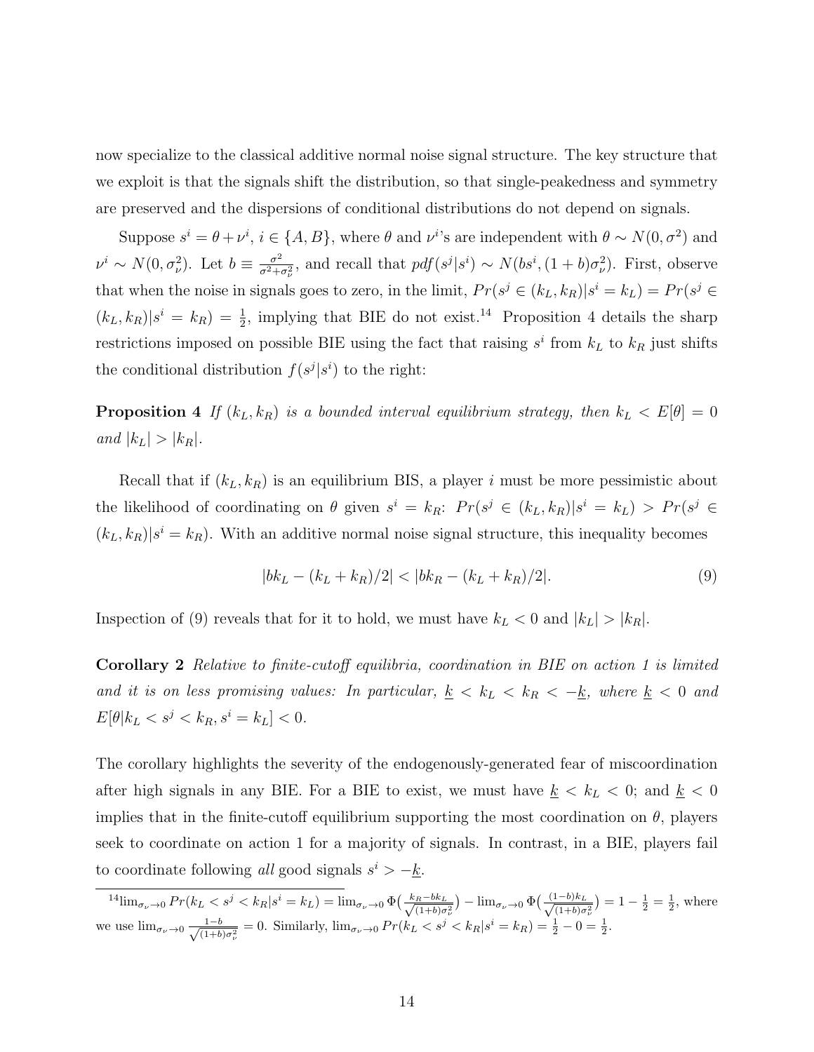now specialize to the classical additive normal noise signal structure. The key structure that we exploit is that the signals shift the distribution, so that single-peakedness and symmetry are preserved and the dispersions of conditional distributions do not depend on signals.

Suppose $s^i = \theta + \nu^i$, $i \in \{A, B\}$, where $\theta$ and $\nu^i$'s are independent with $\theta \sim N(0, \sigma^2)$ and $\nu^i \sim N(0, \sigma_\nu^2)$. Let $b \equiv \frac{\sigma^2}{\sigma^2 + \sigma_\nu^2}$, and recall that $pdf(s^j|s^i) \sim N(bs^i, (1+b)\sigma_\nu^2)$. First, observe that when the noise in signals goes to zero, in the limit, $Pr(s^j \in (k_L, k_R)|s^i = k_L) = Pr(s^j \in (k_L, k_R)|s^i = k_R) = \frac{1}{2}$, implying that BIE do not exist.[14] Proposition 4 details the sharp restrictions imposed on possible BIE using the fact that raising $s^i$ from $k_L$ to $k_R$ just shifts the conditional distribution $f(s^j|s^i)$ to the right:

**Proposition 4** *If $(k_L, k_R)$ is a bounded interval equilibrium strategy, then $k_L < E[\theta] = 0$ and $|k_L| > |k_R|$.*

Recall that if $(k_L, k_R)$ is an equilibrium BIS, a player $i$ must be more pessimistic about the likelihood of coordinating on $\theta$ given $s^i = k_R$: $Pr(s^j \in (k_L, k_R)|s^i = k_L) > Pr(s^j \in (k_L, k_R)|s^i = k_R)$. With an additive normal noise signal structure, this inequality becomes

$$|bk_L - (k_L + k_R)/2| < |bk_R - (k_L + k_R)/2|. \tag{9}$$

Inspection of (9) reveals that for it to hold, we must have $k_L < 0$ and $|k_L| > |k_R|$.

**Corollary 2** *Relative to finite-cutoff equilibria, coordination in BIE on action 1 is limited and it is on less promising values: In particular, $\underline{k} < k_L < k_R < -\underline{k}$, where $\underline{k} < 0$ and $E[\theta|k_L < s^j < k_R, s^i = k_L] < 0$.*

The corollary highlights the severity of the endogenously-generated fear of miscoordination after high signals in any BIE. For a BIE to exist, we must have $\underline{k} < k_L < 0$; and $\underline{k} < 0$ implies that in the finite-cutoff equilibrium supporting the most coordination on $\theta$, players seek to coordinate on action 1 for a majority of signals. In contrast, in a BIE, players fail to coordinate following *all* good signals $s^i > -\underline{k}$.

[14] $\lim_{\sigma_\nu \to 0} Pr(k_L < s^j < k_R|s^i = k_L) = \lim_{\sigma_\nu \to 0} \Phi\big(\frac{k_R - bk_L}{\sqrt{(1+b)\sigma_\nu^2}}\big) - \lim_{\sigma_\nu \to 0} \Phi\big(\frac{(1-b)k_L}{\sqrt{(1+b)\sigma_\nu^2}}\big) = 1 - \frac{1}{2} = \frac{1}{2}$, where we use $\lim_{\sigma_\nu \to 0} \frac{1-b}{\sqrt{(1+b)\sigma_\nu^2}} = 0$. Similarly, $\lim_{\sigma_\nu \to 0} Pr(k_L < s^j < k_R|s^i = k_R) = \frac{1}{2} - 0 = \frac{1}{2}$.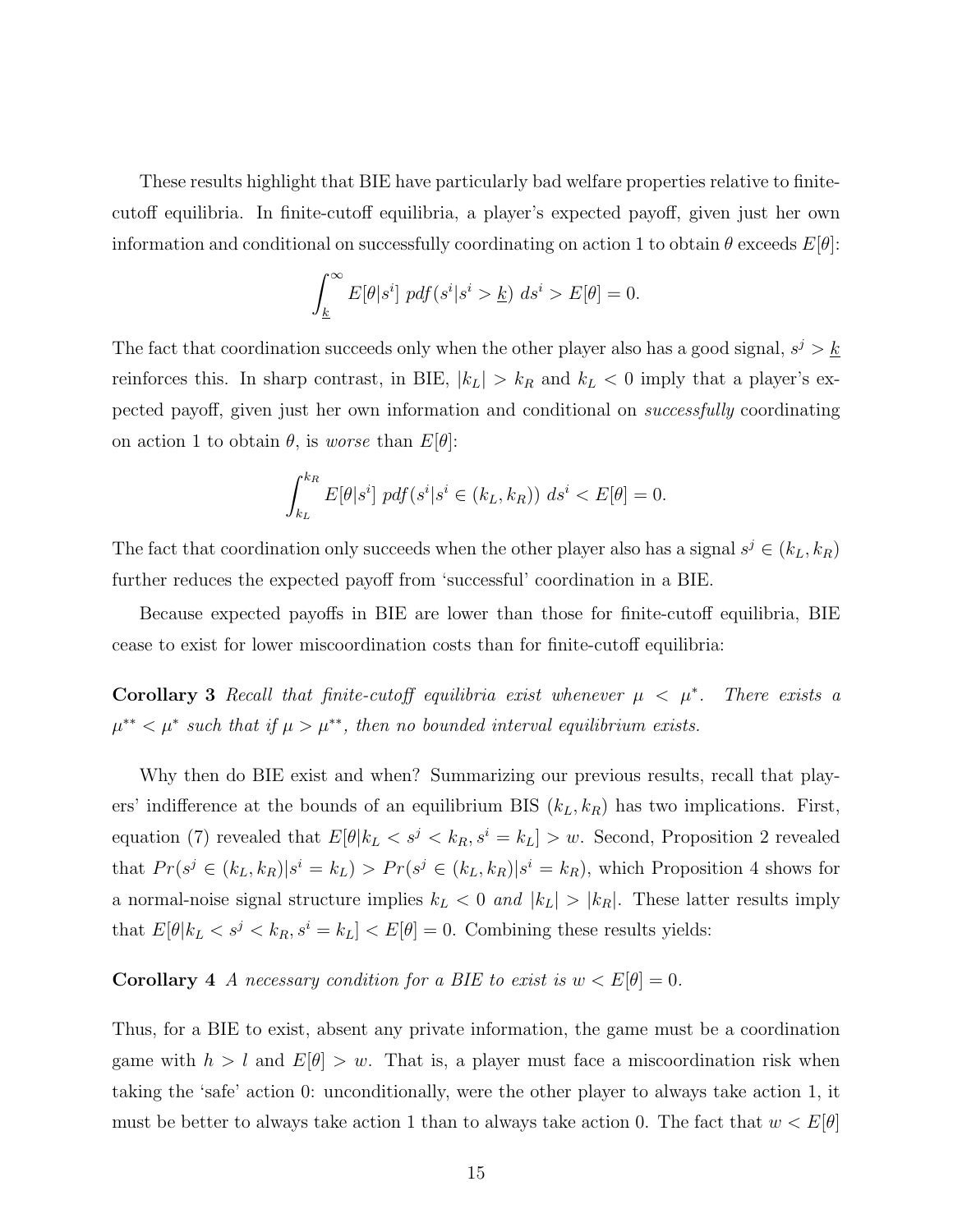These results highlight that BIE have particularly bad welfare properties relative to finite-cutoff equilibria. In finite-cutoff equilibria, a player's expected payoff, given just her own information and conditional on successfully coordinating on action 1 to obtain $\theta$ exceeds $E[\theta]$:

$$\int_{\underline{k}}^{\infty} E[\theta|s^i] \; pdf(s^i|s^i > \underline{k}) \; ds^i > E[\theta] = 0.$$

The fact that coordination succeeds only when the other player also has a good signal, $s^j > \underline{k}$ reinforces this. In sharp contrast, in BIE, $|k_L| > k_R$ and $k_L < 0$ imply that a player's expected payoff, given just her own information and conditional on *successfully* coordinating on action 1 to obtain $\theta$, is *worse* than $E[\theta]$:

$$\int_{k_L}^{k_R} E[\theta|s^i] \; pdf(s^i|s^i \in (k_L, k_R)) \; ds^i < E[\theta] = 0.$$

The fact that coordination only succeeds when the other player also has a signal $s^j \in (k_L, k_R)$ further reduces the expected payoff from 'successful' coordination in a BIE.

Because expected payoffs in BIE are lower than those for finite-cutoff equilibria, BIE cease to exist for lower miscoordination costs than for finite-cutoff equilibria:

**Corollary 3** *Recall that finite-cutoff equilibria exist whenever $\mu < \mu^*$. There exists a $\mu^{**} < \mu^*$ such that if $\mu > \mu^{**}$, then no bounded interval equilibrium exists.*

Why then do BIE exist and when? Summarizing our previous results, recall that players' indifference at the bounds of an equilibrium BIS $(k_L, k_R)$ has two implications. First, equation (7) revealed that $E[\theta|k_L < s^j < k_R, s^i = k_L] > w$. Second, Proposition 2 revealed that $Pr(s^j \in (k_L, k_R)|s^i = k_L) > Pr(s^j \in (k_L, k_R)|s^i = k_R)$, which Proposition 4 shows for a normal-noise signal structure implies $k_L < 0$ *and* $|k_L| > |k_R|$. These latter results imply that $E[\theta|k_L < s^j < k_R, s^i = k_L] < E[\theta] = 0$. Combining these results yields:

**Corollary 4** *A necessary condition for a BIE to exist is $w < E[\theta] = 0$.*

Thus, for a BIE to exist, absent any private information, the game must be a coordination game with $h > l$ and $E[\theta] > w$. That is, a player must face a miscoordination risk when taking the 'safe' action 0: unconditionally, were the other player to always take action 1, it must be better to always take action 1 than to always take action 0. The fact that $w < E[\theta]$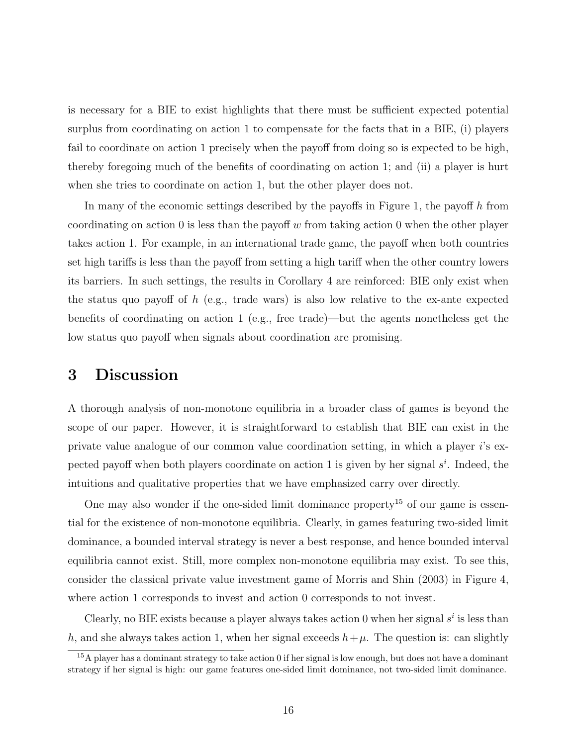is necessary for a BIE to exist highlights that there must be sufficient expected potential surplus from coordinating on action 1 to compensate for the facts that in a BIE, (i) players fail to coordinate on action 1 precisely when the payoff from doing so is expected to be high, thereby foregoing much of the benefits of coordinating on action 1; and (ii) a player is hurt when she tries to coordinate on action 1, but the other player does not.

In many of the economic settings described by the payoffs in Figure 1, the payoff $h$ from coordinating on action 0 is less than the payoff $w$ from taking action 0 when the other player takes action 1. For example, in an international trade game, the payoff when both countries set high tariffs is less than the payoff from setting a high tariff when the other country lowers its barriers. In such settings, the results in Corollary 4 are reinforced: BIE only exist when the status quo payoff of $h$ (e.g., trade wars) is also low relative to the ex-ante expected benefits of coordinating on action 1 (e.g., free trade)—but the agents nonetheless get the low status quo payoff when signals about coordination are promising.

# 3 Discussion

A thorough analysis of non-monotone equilibria in a broader class of games is beyond the scope of our paper. However, it is straightforward to establish that BIE can exist in the private value analogue of our common value coordination setting, in which a player $i$'s expected payoff when both players coordinate on action 1 is given by her signal $s^i$. Indeed, the intuitions and qualitative properties that we have emphasized carry over directly.

One may also wonder if the one-sided limit dominance property[15] of our game is essential for the existence of non-monotone equilibria. Clearly, in games featuring two-sided limit dominance, a bounded interval strategy is never a best response, and hence bounded interval equilibria cannot exist. Still, more complex non-monotone equilibria may exist. To see this, consider the classical private value investment game of Morris and Shin (2003) in Figure 4, where action 1 corresponds to invest and action 0 corresponds to not invest.

Clearly, no BIE exists because a player always takes action 0 when her signal $s^i$ is less than $h$, and she always takes action 1, when her signal exceeds $h+\mu$. The question is: can slightly

[15] A player has a dominant strategy to take action 0 if her signal is low enough, but does not have a dominant strategy if her signal is high: our game features one-sided limit dominance, not two-sided limit dominance.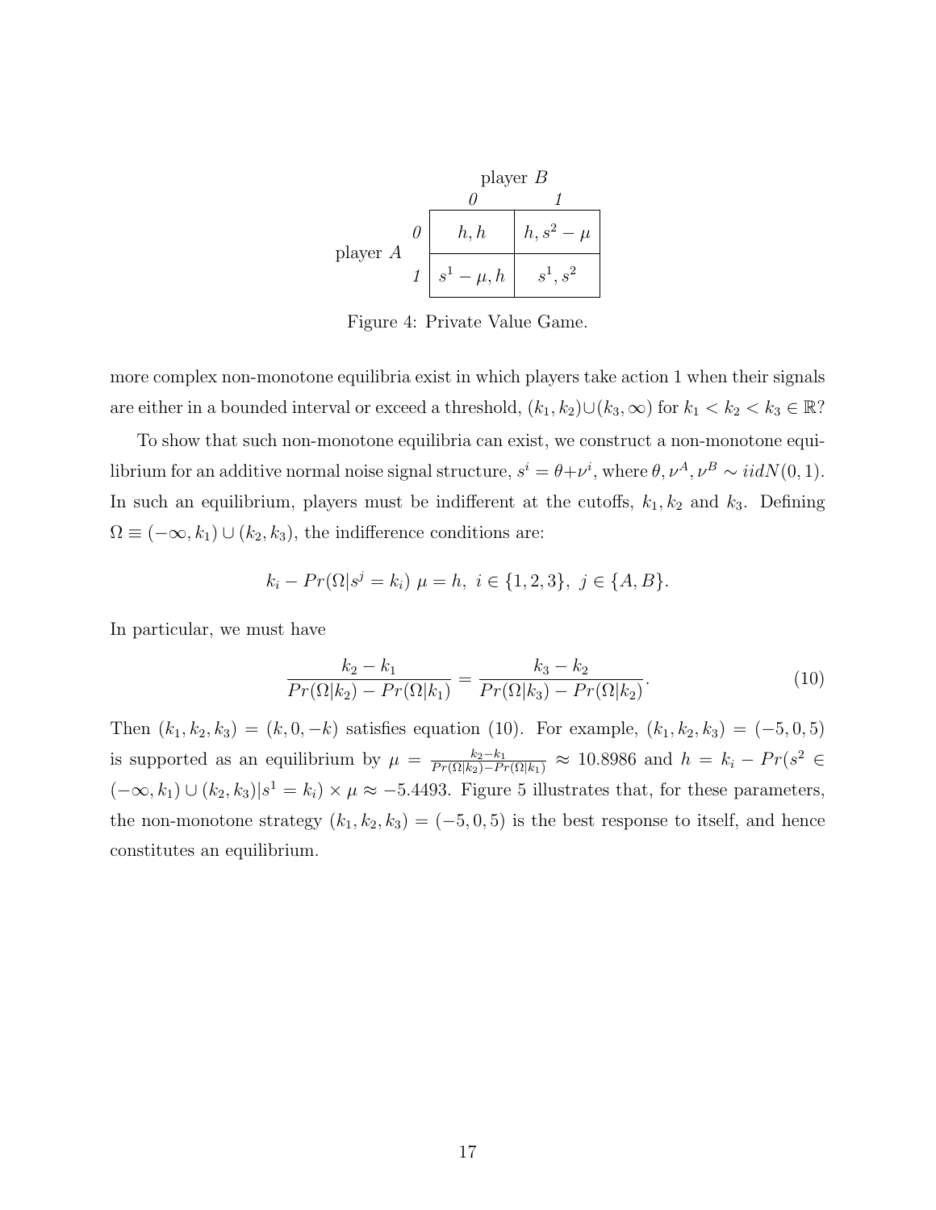| | | player $B$ | |
|---|---|---|---|
| | | *0* | *1* |
| player $A$ | *0* | $h, h$ | $h, s^2 - \mu$ |
| | *1* | $s^1 - \mu, h$ | $s^1, s^2$ |

Figure 4: Private Value Game.

more complex non-monotone equilibria exist in which players take action 1 when their signals are either in a bounded interval or exceed a threshold, $(k_1, k_2) \cup (k_3, \infty)$ for $k_1 < k_2 < k_3 \in \mathbb{R}$?

To show that such non-monotone equilibria can exist, we construct a non-monotone equilibrium for an additive normal noise signal structure, $s^i = \theta + \nu^i$, where $\theta, \nu^A, \nu^B \sim iidN(0, 1)$. In such an equilibrium, players must be indifferent at the cutoffs, $k_1, k_2$ and $k_3$. Defining $\Omega \equiv (-\infty, k_1) \cup (k_2, k_3)$, the indifference conditions are:

$$k_i - Pr(\Omega | s^j = k_i)\ \mu = h,\ i \in \{1, 2, 3\},\ j \in \{A, B\}.$$

In particular, we must have

$$\frac{k_2 - k_1}{Pr(\Omega|k_2) - Pr(\Omega|k_1)} = \frac{k_3 - k_2}{Pr(\Omega|k_3) - Pr(\Omega|k_2)}. \tag{10}$$

Then $(k_1, k_2, k_3) = (k, 0, -k)$ satisfies equation (10). For example, $(k_1, k_2, k_3) = (-5, 0, 5)$ is supported as an equilibrium by $\mu = \frac{k_2 - k_1}{Pr(\Omega|k_2) - Pr(\Omega|k_1)} \approx 10.8986$ and $h = k_i - Pr(s^2 \in (-\infty, k_1) \cup (k_2, k_3) | s^1 = k_i) \times \mu \approx -5.4493$. Figure 5 illustrates that, for these parameters, the non-monotone strategy $(k_1, k_2, k_3) = (-5, 0, 5)$ is the best response to itself, and hence constitutes an equilibrium.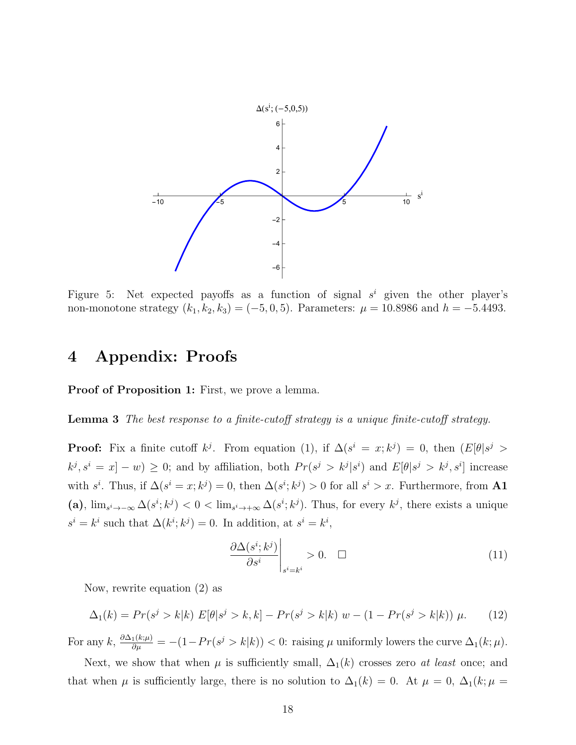Figure 5: Net expected payoffs as a function of signal $s^i$ given the other player's non-monotone strategy $(k_1, k_2, k_3) = (-5, 0, 5)$. Parameters: $\mu = 10.8986$ and $h = -5.4493$.

# 4 Appendix: Proofs

**Proof of Proposition 1:** First, we prove a lemma.

**Lemma 3** *The best response to a finite-cutoff strategy is a unique finite-cutoff strategy.*

**Proof:** Fix a finite cutoff $k^j$. From equation (1), if $\Delta(s^i = x; k^j) = 0$, then $(E[\theta|s^j > k^j, s^i = x] - w) \geq 0$; and by affiliation, both $Pr(s^j > k^j|s^i)$ and $E[\theta|s^j > k^j, s^i]$ increase with $s^i$. Thus, if $\Delta(s^i = x; k^j) = 0$, then $\Delta(s^i; k^j) > 0$ for all $s^i > x$. Furthermore, from **A1 (a)**, $\lim_{s^i \to -\infty} \Delta(s^i; k^j) < 0 < \lim_{s^i \to +\infty} \Delta(s^i; k^j)$. Thus, for every $k^j$, there exists a unique $s^i = k^i$ such that $\Delta(k^i; k^j) = 0$. In addition, at $s^i = k^i$,

$$\left. \frac{\partial \Delta(s^i; k^j)}{\partial s^i} \right|_{s^i = k^i} > 0. \quad \square \tag{11}$$

Now, rewrite equation (2) as

$$\Delta_1(k) = Pr(s^j > k|k) \; E[\theta|s^j > k, k] - Pr(s^j > k|k) \; w - (1 - Pr(s^j > k|k)) \; \mu. \tag{12}$$

For any $k$, $\frac{\partial \Delta_1(k;\mu)}{\partial \mu} = -(1 - Pr(s^j > k|k)) < 0$: raising $\mu$ uniformly lowers the curve $\Delta_1(k; \mu)$.

Next, we show that when $\mu$ is sufficiently small, $\Delta_1(k)$ crosses zero *at least* once; and that when $\mu$ is sufficiently large, there is no solution to $\Delta_1(k) = 0$. At $\mu = 0$, $\Delta_1(k; \mu =$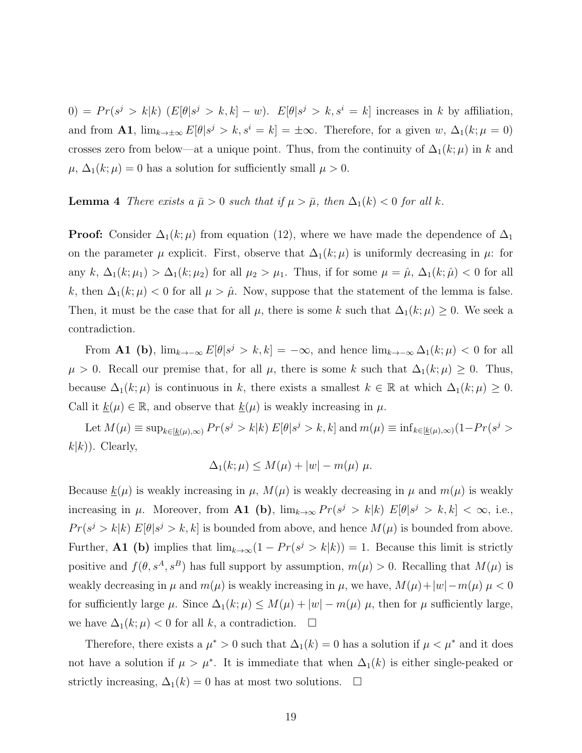$0) = Pr(s^j > k|k)\ (E[\theta|s^j > k, k] - w)$. $E[\theta|s^j > k, s^i = k]$ increases in $k$ by affiliation, and from **A1**, $\lim_{k\to\pm\infty} E[\theta|s^j > k, s^i = k] = \pm\infty$. Therefore, for a given $w$, $\Delta_1(k; \mu = 0)$ crosses zero from below—at a unique point. Thus, from the continuity of $\Delta_1(k;\mu)$ in $k$ and $\mu$, $\Delta_1(k;\mu) = 0$ has a solution for sufficiently small $\mu > 0$.

**Lemma 4** *There exists a $\bar{\mu} > 0$ such that if $\mu > \bar{\mu}$, then $\Delta_1(k) < 0$ for all $k$.*

**Proof:** Consider $\Delta_1(k;\mu)$ from equation (12), where we have made the dependence of $\Delta_1$ on the parameter $\mu$ explicit. First, observe that $\Delta_1(k;\mu)$ is uniformly decreasing in $\mu$: for any $k$, $\Delta_1(k;\mu_1) > \Delta_1(k;\mu_2)$ for all $\mu_2 > \mu_1$. Thus, if for some $\mu = \hat{\mu}$, $\Delta_1(k;\hat{\mu}) < 0$ for all $k$, then $\Delta_1(k;\mu) < 0$ for all $\mu > \hat{\mu}$. Now, suppose that the statement of the lemma is false. Then, it must be the case that for all $\mu$, there is some $k$ such that $\Delta_1(k;\mu) \geq 0$. We seek a contradiction.

From **A1 (b)**, $\lim_{k\to-\infty} E[\theta|s^j > k, k] = -\infty$, and hence $\lim_{k\to-\infty} \Delta_1(k;\mu) < 0$ for all $\mu > 0$. Recall our premise that, for all $\mu$, there is some $k$ such that $\Delta_1(k;\mu) \geq 0$. Thus, because $\Delta_1(k;\mu)$ is continuous in $k$, there exists a smallest $k \in \mathbb{R}$ at which $\Delta_1(k;\mu) \geq 0$. Call it $\underline{k}(\mu) \in \mathbb{R}$, and observe that $\underline{k}(\mu)$ is weakly increasing in $\mu$.

Let $M(\mu) \equiv \sup_{k\in[\underline{k}(\mu),\infty)} Pr(s^j > k|k)\ E[\theta|s^j > k, k]$ and $m(\mu) \equiv \inf_{k\in[\underline{k}(\mu),\infty)}(1-Pr(s^j > k|k))$. Clearly,

$$\Delta_1(k;\mu) \leq M(\mu) + |w| - m(\mu)\ \mu.$$

Because $\underline{k}(\mu)$ is weakly increasing in $\mu$, $M(\mu)$ is weakly decreasing in $\mu$ and $m(\mu)$ is weakly increasing in $\mu$. Moreover, from **A1 (b)**, $\lim_{k\to\infty} Pr(s^j > k|k)\ E[\theta|s^j > k, k] < \infty$, i.e., $Pr(s^j > k|k)\ E[\theta|s^j > k, k]$ is bounded from above, and hence $M(\mu)$ is bounded from above. Further, **A1 (b)** implies that $\lim_{k\to\infty}(1 - Pr(s^j > k|k)) = 1$. Because this limit is strictly positive and $f(\theta, s^A, s^B)$ has full support by assumption, $m(\mu) > 0$. Recalling that $M(\mu)$ is weakly decreasing in $\mu$ and $m(\mu)$ is weakly increasing in $\mu$, we have, $M(\mu)+|w|-m(\mu)\ \mu < 0$ for sufficiently large $\mu$. Since $\Delta_1(k;\mu) \leq M(\mu) + |w| - m(\mu)\ \mu$, then for $\mu$ sufficiently large, we have $\Delta_1(k;\mu) < 0$ for all $k$, a contradiction. $\square$

Therefore, there exists a $\mu^* > 0$ such that $\Delta_1(k) = 0$ has a solution if $\mu < \mu^*$ and it does not have a solution if $\mu > \mu^*$. It is immediate that when $\Delta_1(k)$ is either single-peaked or strictly increasing, $\Delta_1(k) = 0$ has at most two solutions. $\square$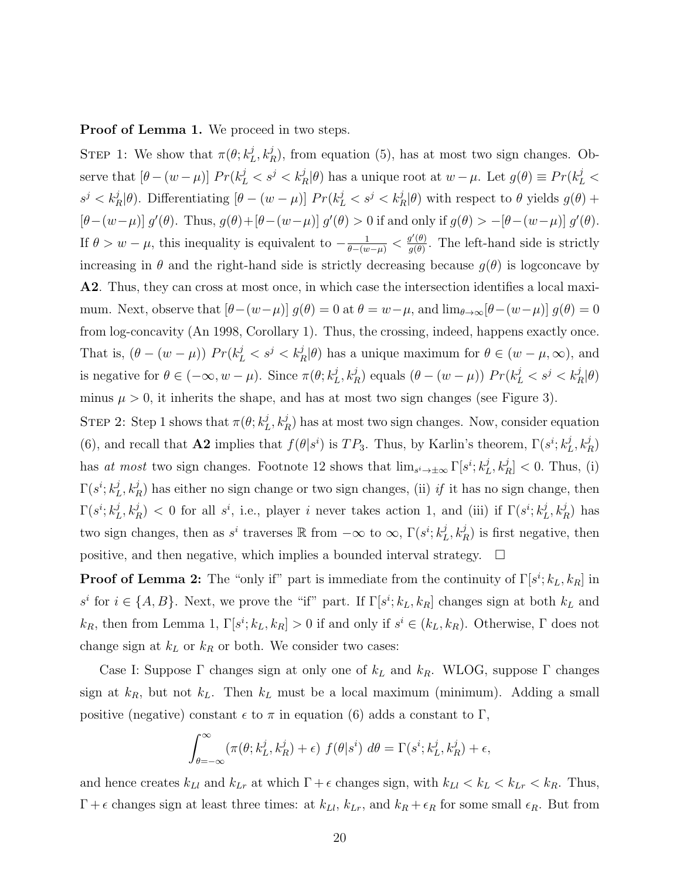**Proof of Lemma 1.** We proceed in two steps.

Step 1: We show that $\pi(\theta; k_L^j, k_R^j)$, from equation (5), has at most two sign changes. Observe that $[\theta - (w-\mu)]\ Pr(k_L^j < s^j < k_R^j|\theta)$ has a unique root at $w-\mu$. Let $g(\theta) \equiv Pr(k_L^j < s^j < k_R^j|\theta)$. Differentiating $[\theta - (w-\mu)]\ Pr(k_L^j < s^j < k_R^j|\theta)$ with respect to $\theta$ yields $g(\theta) + [\theta-(w-\mu)]\ g'(\theta)$. Thus, $g(\theta)+[\theta-(w-\mu)]\ g'(\theta) > 0$ if and only if $g(\theta) > -[\theta-(w-\mu)]\ g'(\theta)$. If $\theta > w-\mu$, this inequality is equivalent to $-\frac{1}{\theta-(w-\mu)} < \frac{g'(\theta)}{g(\theta)}$. The left-hand side is strictly increasing in $\theta$ and the right-hand side is strictly decreasing because $g(\theta)$ is logconcave by **A2**. Thus, they can cross at most once, in which case the intersection identifies a local maximum. Next, observe that $[\theta-(w-\mu)]\ g(\theta) = 0$ at $\theta = w-\mu$, and $\lim_{\theta\to\infty}[\theta-(w-\mu)]\ g(\theta) = 0$ from log-concavity (An 1998, Corollary 1). Thus, the crossing, indeed, happens exactly once. That is, $(\theta - (w-\mu))\ Pr(k_L^j < s^j < k_R^j|\theta)$ has a unique maximum for $\theta \in (w-\mu, \infty)$, and is negative for $\theta \in (-\infty, w-\mu)$. Since $\pi(\theta; k_L^j, k_R^j)$ equals $(\theta - (w-\mu))\ Pr(k_L^j < s^j < k_R^j|\theta)$ minus $\mu > 0$, it inherits the shape, and has at most two sign changes (see Figure 3).

Step 2: Step 1 shows that $\pi(\theta; k_L^j, k_R^j)$ has at most two sign changes. Now, consider equation (6), and recall that **A2** implies that $f(\theta|s^i)$ is $TP_3$. Thus, by Karlin's theorem, $\Gamma(s^i; k_L^j, k_R^j)$ has *at most* two sign changes. Footnote 12 shows that $\lim_{s^i\to\pm\infty}\Gamma[s^i; k_L^j, k_R^j] < 0$. Thus, (i) $\Gamma(s^i; k_L^j, k_R^j)$ has either no sign change or two sign changes, (ii) *if* it has no sign change, then $\Gamma(s^i; k_L^j, k_R^j) < 0$ for all $s^i$, i.e., player $i$ never takes action 1, and (iii) if $\Gamma(s^i; k_L^j, k_R^j)$ has two sign changes, then as $s^i$ traverses $\mathbb{R}$ from $-\infty$ to $\infty$, $\Gamma(s^i; k_L^j, k_R^j)$ is first negative, then positive, and then negative, which implies a bounded interval strategy. $\square$

**Proof of Lemma 2:** The "only if" part is immediate from the continuity of $\Gamma[s^i; k_L, k_R]$ in $s^i$ for $i \in \{A, B\}$. Next, we prove the "if" part. If $\Gamma[s^i; k_L, k_R]$ changes sign at both $k_L$ and $k_R$, then from Lemma 1, $\Gamma[s^i; k_L, k_R] > 0$ if and only if $s^i \in (k_L, k_R)$. Otherwise, $\Gamma$ does not change sign at $k_L$ or $k_R$ or both. We consider two cases:

Case I: Suppose $\Gamma$ changes sign at only one of $k_L$ and $k_R$. WLOG, suppose $\Gamma$ changes sign at $k_R$, but not $k_L$. Then $k_L$ must be a local maximum (minimum). Adding a small positive (negative) constant $\epsilon$ to $\pi$ in equation (6) adds a constant to $\Gamma$,

$$\int_{\theta=-\infty}^{\infty} (\pi(\theta; k_L^j, k_R^j) + \epsilon)\ f(\theta|s^i)\ d\theta = \Gamma(s^i; k_L^j, k_R^j) + \epsilon,$$

and hence creates $k_{Ll}$ and $k_{Lr}$ at which $\Gamma + \epsilon$ changes sign, with $k_{Ll} < k_L < k_{Lr} < k_R$. Thus, $\Gamma + \epsilon$ changes sign at least three times: at $k_{Ll}$, $k_{Lr}$, and $k_R + \epsilon_R$ for some small $\epsilon_R$. But from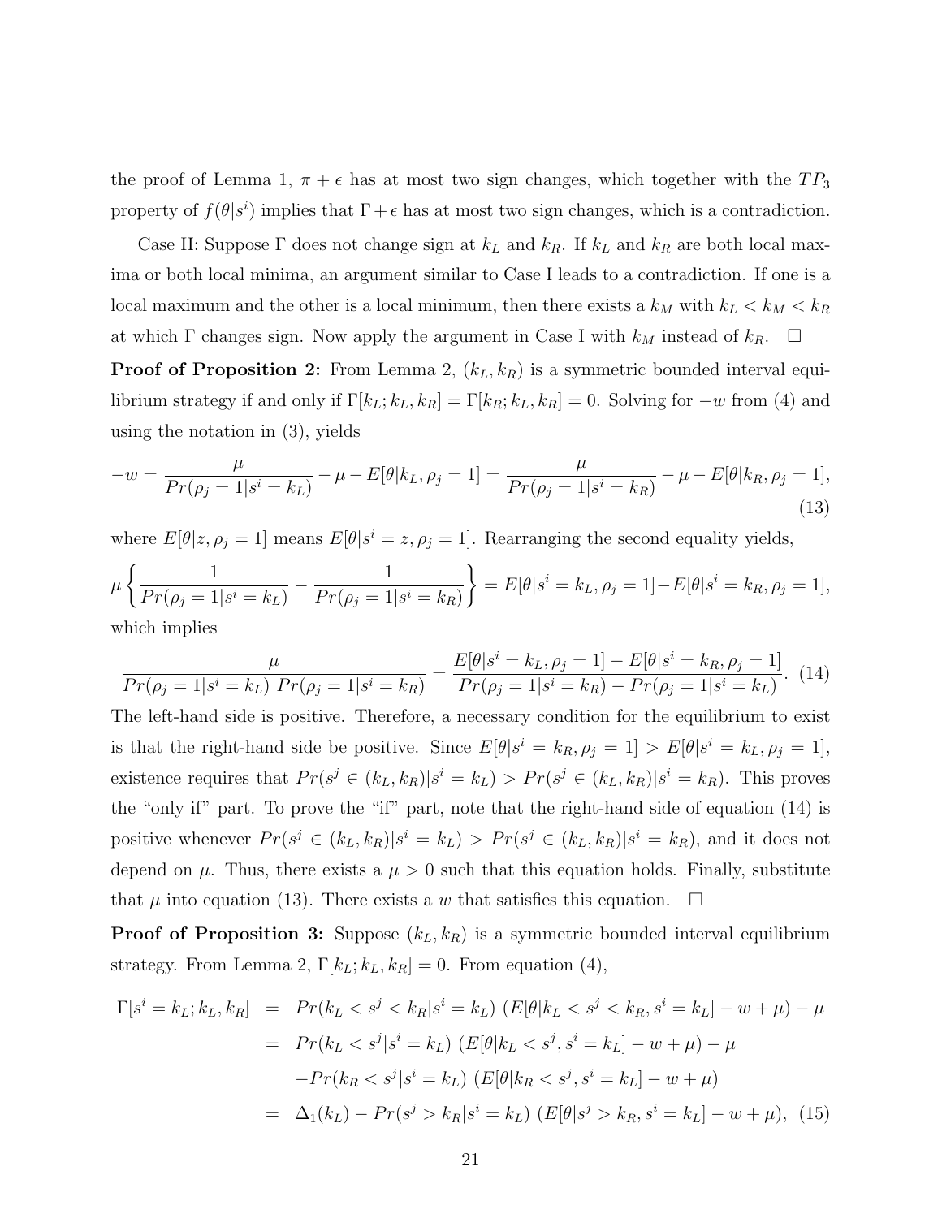the proof of Lemma 1, $\pi + \epsilon$ has at most two sign changes, which together with the $TP_3$ property of $f(\theta|s^i)$ implies that $\Gamma + \epsilon$ has at most two sign changes, which is a contradiction.

Case II: Suppose $\Gamma$ does not change sign at $k_L$ and $k_R$. If $k_L$ and $k_R$ are both local maxima or both local minima, an argument similar to Case I leads to a contradiction. If one is a local maximum and the other is a local minimum, then there exists a $k_M$ with $k_L < k_M < k_R$ at which $\Gamma$ changes sign. Now apply the argument in Case I with $k_M$ instead of $k_R$. $\square$

**Proof of Proposition 2:** From Lemma 2, $(k_L, k_R)$ is a symmetric bounded interval equilibrium strategy if and only if $\Gamma[k_L; k_L, k_R] = \Gamma[k_R; k_L, k_R] = 0$. Solving for $-w$ from (4) and using the notation in (3), yields

$$-w = \frac{\mu}{Pr(\rho_j = 1|s^i = k_L)} - \mu - E[\theta|k_L, \rho_j = 1] = \frac{\mu}{Pr(\rho_j = 1|s^i = k_R)} - \mu - E[\theta|k_R, \rho_j = 1], \tag{13}$$

where $E[\theta|z, \rho_j = 1]$ means $E[\theta|s^i = z, \rho_j = 1]$. Rearranging the second equality yields,

$$\mu \left\{ \frac{1}{Pr(\rho_j = 1|s^i = k_L)} - \frac{1}{Pr(\rho_j = 1|s^i = k_R)} \right\} = E[\theta|s^i = k_L, \rho_j = 1] - E[\theta|s^i = k_R, \rho_j = 1],$$

which implies

$$\frac{\mu}{Pr(\rho_j = 1|s^i = k_L)\; Pr(\rho_j = 1|s^i = k_R)} = \frac{E[\theta|s^i = k_L, \rho_j = 1] - E[\theta|s^i = k_R, \rho_j = 1]}{Pr(\rho_j = 1|s^i = k_R) - Pr(\rho_j = 1|s^i = k_L)}. \tag{14}$$

The left-hand side is positive. Therefore, a necessary condition for the equilibrium to exist is that the right-hand side be positive. Since $E[\theta|s^i = k_R, \rho_j = 1] > E[\theta|s^i = k_L, \rho_j = 1]$, existence requires that $Pr(s^j \in (k_L, k_R)|s^i = k_L) > Pr(s^j \in (k_L, k_R)|s^i = k_R)$. This proves the "only if" part. To prove the "if" part, note that the right-hand side of equation (14) is positive whenever $Pr(s^j \in (k_L, k_R)|s^i = k_L) > Pr(s^j \in (k_L, k_R)|s^i = k_R)$, and it does not depend on $\mu$. Thus, there exists a $\mu > 0$ such that this equation holds. Finally, substitute that $\mu$ into equation (13). There exists a $w$ that satisfies this equation. $\square$

**Proof of Proposition 3:** Suppose $(k_L, k_R)$ is a symmetric bounded interval equilibrium strategy. From Lemma 2, $\Gamma[k_L; k_L, k_R] = 0$. From equation (4),

$$\begin{aligned}
\Gamma[s^i = k_L; k_L, k_R] &= Pr(k_L < s^j < k_R|s^i = k_L)\,(E[\theta|k_L < s^j < k_R, s^i = k_L] - w + \mu) - \mu \\
&= Pr(k_L < s^j|s^i = k_L)\,(E[\theta|k_L < s^j, s^i = k_L] - w + \mu) - \mu \\
&\quad - Pr(k_R < s^j|s^i = k_L)\,(E[\theta|k_R < s^j, s^i = k_L] - w + \mu) \\
&= \Delta_1(k_L) - Pr(s^j > k_R|s^i = k_L)\,(E[\theta|s^j > k_R, s^i = k_L] - w + \mu), \qquad (15)
\end{aligned}$$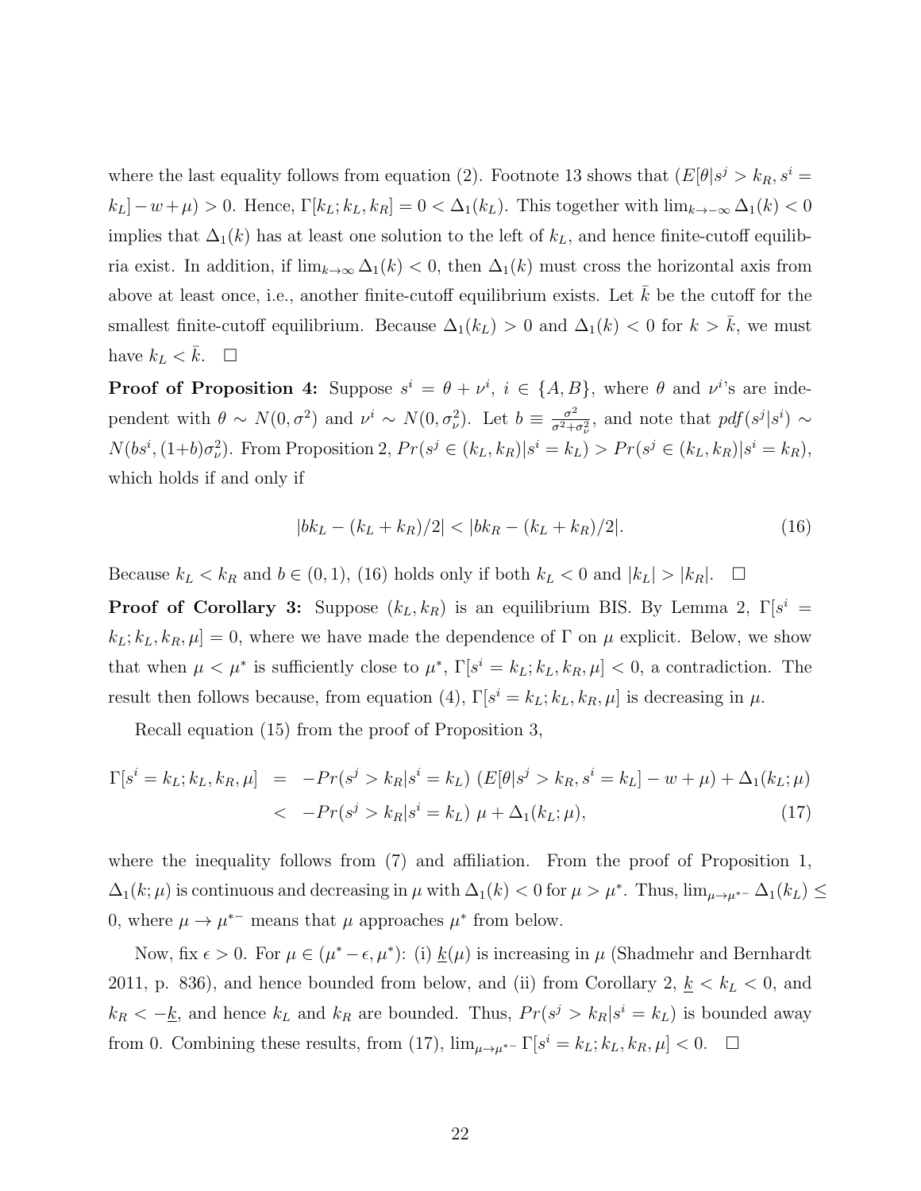where the last equality follows from equation (2). Footnote 13 shows that $(E[\theta|s^j > k_R, s^i = k_L] - w + \mu) > 0$. Hence, $\Gamma[k_L; k_L, k_R] = 0 < \Delta_1(k_L)$. This together with $\lim_{k\to-\infty} \Delta_1(k) < 0$ implies that $\Delta_1(k)$ has at least one solution to the left of $k_L$, and hence finite-cutoff equilibria exist. In addition, if $\lim_{k\to\infty} \Delta_1(k) < 0$, then $\Delta_1(k)$ must cross the horizontal axis from above at least once, i.e., another finite-cutoff equilibrium exists. Let $\bar{k}$ be the cutoff for the smallest finite-cutoff equilibrium. Because $\Delta_1(k_L) > 0$ and $\Delta_1(k) < 0$ for $k > \bar{k}$, we must have $k_L < \bar{k}$. □

**Proof of Proposition 4:** Suppose $s^i = \theta + \nu^i$, $i \in \{A, B\}$, where $\theta$ and $\nu^i$'s are independent with $\theta \sim N(0, \sigma^2)$ and $\nu^i \sim N(0, \sigma_\nu^2)$. Let $b \equiv \frac{\sigma^2}{\sigma^2+\sigma_\nu^2}$, and note that $pdf(s^j|s^i) \sim N(bs^i, (1+b)\sigma_\nu^2)$. From Proposition 2, $Pr(s^j \in (k_L, k_R)|s^i = k_L) > Pr(s^j \in (k_L, k_R)|s^i = k_R)$, which holds if and only if

$$|bk_L - (k_L + k_R)/2| < |bk_R - (k_L + k_R)/2|. \tag{16}$$

Because $k_L < k_R$ and $b \in (0, 1)$, (16) holds only if both $k_L < 0$ and $|k_L| > |k_R|$. □

**Proof of Corollary 3:** Suppose $(k_L, k_R)$ is an equilibrium BIS. By Lemma 2, $\Gamma[s^i = k_L; k_L, k_R, \mu] = 0$, where we have made the dependence of $\Gamma$ on $\mu$ explicit. Below, we show that when $\mu < \mu^*$ is sufficiently close to $\mu^*$, $\Gamma[s^i = k_L; k_L, k_R, \mu] < 0$, a contradiction. The result then follows because, from equation (4), $\Gamma[s^i = k_L; k_L, k_R, \mu]$ is decreasing in $\mu$.

Recall equation (15) from the proof of Proposition 3,

$$\begin{aligned}\Gamma[s^i = k_L; k_L, k_R, \mu] &= -Pr(s^j > k_R|s^i = k_L)\ (E[\theta|s^j > k_R, s^i = k_L] - w + \mu) + \Delta_1(k_L; \mu) \\ &< -Pr(s^j > k_R|s^i = k_L)\ \mu + \Delta_1(k_L; \mu),\end{aligned} \tag{17}$$

where the inequality follows from (7) and affiliation. From the proof of Proposition 1, $\Delta_1(k; \mu)$ is continuous and decreasing in $\mu$ with $\Delta_1(k) < 0$ for $\mu > \mu^*$. Thus, $\lim_{\mu\to\mu^{*-}} \Delta_1(k_L) \leq 0$, where $\mu \to \mu^{*-}$ means that $\mu$ approaches $\mu^*$ from below.

Now, fix $\epsilon > 0$. For $\mu \in (\mu^* - \epsilon, \mu^*)$: (i) $\underline{k}(\mu)$ is increasing in $\mu$ (Shadmehr and Bernhardt 2011, p. 836), and hence bounded from below, and (ii) from Corollary 2, $\underline{k} < k_L < 0$, and $k_R < -\underline{k}$, and hence $k_L$ and $k_R$ are bounded. Thus, $Pr(s^j > k_R|s^i = k_L)$ is bounded away from 0. Combining these results, from (17), $\lim_{\mu\to\mu^{*-}} \Gamma[s^i = k_L; k_L, k_R, \mu] < 0$. □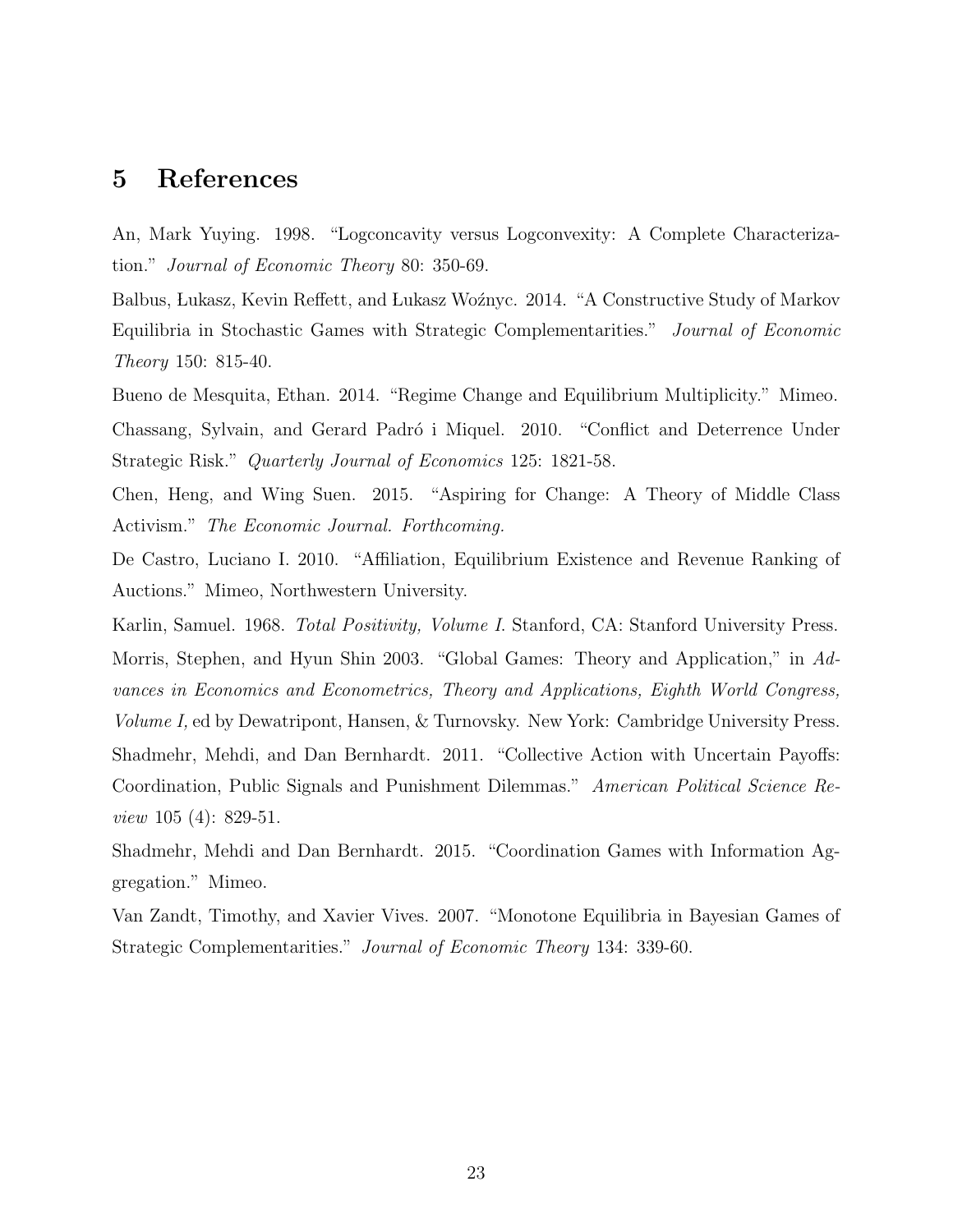## 5 References

An, Mark Yuying. 1998. "Logconcavity versus Logconvexity: A Complete Characterization." *Journal of Economic Theory* 80: 350-69.

Balbus, Łukasz, Kevin Reffett, and Łukasz Woźnyc. 2014. "A Constructive Study of Markov Equilibria in Stochastic Games with Strategic Complementarities." *Journal of Economic Theory* 150: 815-40.

Bueno de Mesquita, Ethan. 2014. "Regime Change and Equilibrium Multiplicity." Mimeo.

Chassang, Sylvain, and Gerard Padró i Miquel. 2010. "Conflict and Deterrence Under Strategic Risk." *Quarterly Journal of Economics* 125: 1821-58.

Chen, Heng, and Wing Suen. 2015. "Aspiring for Change: A Theory of Middle Class Activism." *The Economic Journal. Forthcoming.*

De Castro, Luciano I. 2010. "Affiliation, Equilibrium Existence and Revenue Ranking of Auctions." Mimeo, Northwestern University.

Karlin, Samuel. 1968. *Total Positivity, Volume I.* Stanford, CA: Stanford University Press.

Morris, Stephen, and Hyun Shin 2003. "Global Games: Theory and Application," in *Advances in Economics and Econometrics, Theory and Applications, Eighth World Congress, Volume I,* ed by Dewatripont, Hansen, & Turnovsky. New York: Cambridge University Press.

Shadmehr, Mehdi, and Dan Bernhardt. 2011. "Collective Action with Uncertain Payoffs: Coordination, Public Signals and Punishment Dilemmas." *American Political Science Review* 105 (4): 829-51.

Shadmehr, Mehdi and Dan Bernhardt. 2015. "Coordination Games with Information Aggregation." Mimeo.

Van Zandt, Timothy, and Xavier Vives. 2007. "Monotone Equilibria in Bayesian Games of Strategic Complementarities." *Journal of Economic Theory* 134: 339-60.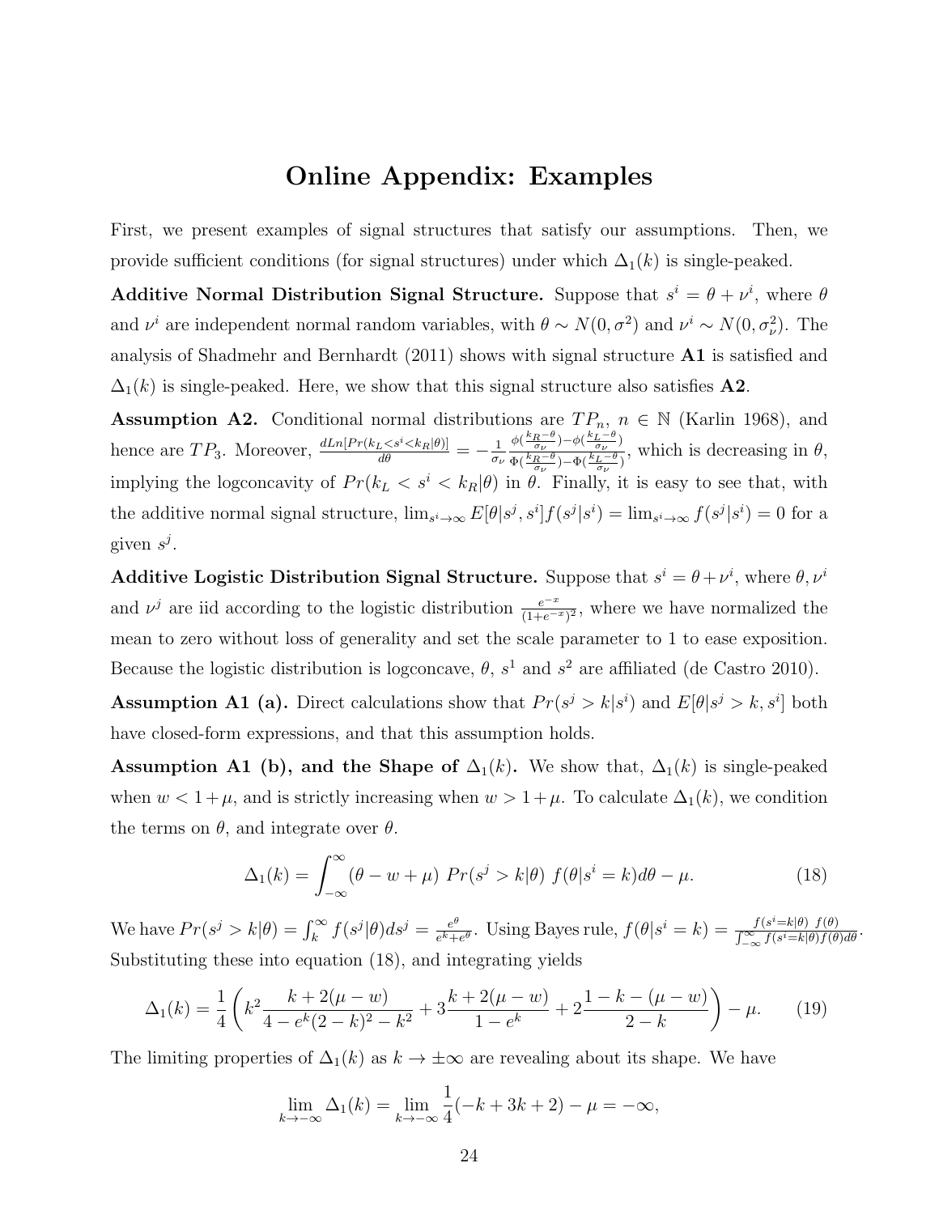# Online Appendix: Examples

First, we present examples of signal structures that satisfy our assumptions. Then, we provide sufficient conditions (for signal structures) under which $\Delta_1(k)$ is single-peaked.

**Additive Normal Distribution Signal Structure.** Suppose that $s^i = \theta + \nu^i$, where $\theta$ and $\nu^i$ are independent normal random variables, with $\theta \sim N(0, \sigma^2)$ and $\nu^i \sim N(0, \sigma_\nu^2)$. The analysis of Shadmehr and Bernhardt (2011) shows with signal structure **A1** is satisfied and $\Delta_1(k)$ is single-peaked. Here, we show that this signal structure also satisfies **A2**.

**Assumption A2.** Conditional normal distributions are $TP_n$, $n \in \mathbb{N}$ (Karlin 1968), and hence are $TP_3$. Moreover, $\frac{dLn[Pr(k_L<s^i<k_R|\theta)]}{d\theta} = -\frac{1}{\sigma_\nu} \frac{\phi(\frac{k_R-\theta}{\sigma_\nu})-\phi(\frac{k_L-\theta}{\sigma_\nu})}{\Phi(\frac{k_R-\theta}{\sigma_\nu})-\Phi(\frac{k_L-\theta}{\sigma_\nu})}$, which is decreasing in $\theta$, implying the logconcavity of $Pr(k_L < s^i < k_R|\theta)$ in $\theta$. Finally, it is easy to see that, with the additive normal signal structure, $\lim_{s^i\to\infty} E[\theta|s^j, s^i] f(s^j|s^i) = \lim_{s^i\to\infty} f(s^j|s^i) = 0$ for a given $s^j$.

**Additive Logistic Distribution Signal Structure.** Suppose that $s^i = \theta + \nu^i$, where $\theta, \nu^i$ and $\nu^j$ are iid according to the logistic distribution $\frac{e^{-x}}{(1+e^{-x})^2}$, where we have normalized the mean to zero without loss of generality and set the scale parameter to 1 to ease exposition. Because the logistic distribution is logconcave, $\theta$, $s^1$ and $s^2$ are affiliated (de Castro 2010).

**Assumption A1 (a).** Direct calculations show that $Pr(s^j > k|s^i)$ and $E[\theta|s^j > k, s^i]$ both have closed-form expressions, and that this assumption holds.

**Assumption A1 (b), and the Shape of $\Delta_1(k)$.** We show that, $\Delta_1(k)$ is single-peaked when $w < 1+\mu$, and is strictly increasing when $w > 1+\mu$. To calculate $\Delta_1(k)$, we condition the terms on $\theta$, and integrate over $\theta$.

$$\Delta_1(k) = \int_{-\infty}^{\infty} (\theta - w + \mu)\; Pr(s^j > k|\theta)\; f(\theta|s^i = k) d\theta - \mu. \tag{18}$$

We have $Pr(s^j > k|\theta) = \int_k^\infty f(s^j|\theta) ds^j = \frac{e^\theta}{e^k + e^\theta}$. Using Bayes rule, $f(\theta|s^i = k) = \frac{f(s^i=k|\theta)\; f(\theta)}{\int_{-\infty}^{\infty} f(s^i=k|\theta) f(\theta) d\theta}$. Substituting these into equation (18), and integrating yields

$$\Delta_1(k) = \frac{1}{4}\left(k^2 \frac{k + 2(\mu - w)}{4 - e^k(2-k)^2 - k^2} + 3\frac{k + 2(\mu - w)}{1 - e^k} + 2\frac{1 - k - (\mu - w)}{2 - k}\right) - \mu. \tag{19}$$

The limiting properties of $\Delta_1(k)$ as $k \to \pm\infty$ are revealing about its shape. We have

$$\lim_{k\to-\infty} \Delta_1(k) = \lim_{k\to-\infty} \frac{1}{4}(-k + 3k + 2) - \mu = -\infty,$$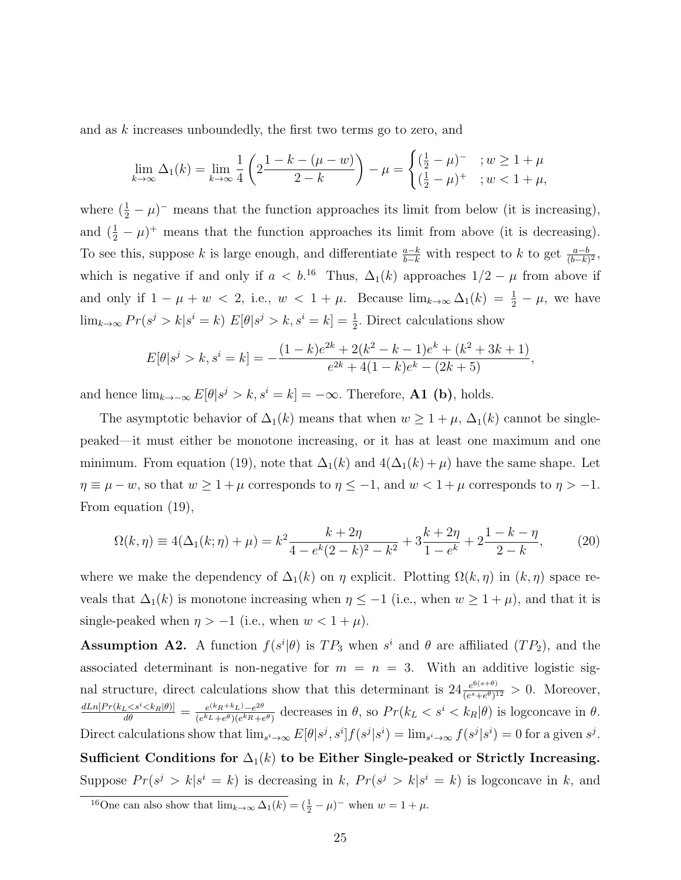and as $k$ increases unboundedly, the first two terms go to zero, and

$$\lim_{k\to\infty} \Delta_1(k) = \lim_{k\to\infty} \frac{1}{4}\left(2\frac{1-k-(\mu-w)}{2-k}\right) - \mu = \begin{cases} (\frac{1}{2}-\mu)^- & ; w \geq 1+\mu \\ (\frac{1}{2}-\mu)^+ & ; w < 1+\mu, \end{cases}$$

where $(\frac{1}{2}-\mu)^-$ means that the function approaches its limit from below (it is increasing), and $(\frac{1}{2}-\mu)^+$ means that the function approaches its limit from above (it is decreasing). To see this, suppose $k$ is large enough, and differentiate $\frac{a-k}{b-k}$ with respect to $k$ to get $\frac{a-b}{(b-k)^2}$, which is negative if and only if $a < b$.[16] Thus, $\Delta_1(k)$ approaches $1/2-\mu$ from above if and only if $1-\mu+w < 2$, i.e., $w < 1+\mu$. Because $\lim_{k\to\infty}\Delta_1(k) = \frac{1}{2}-\mu$, we have $\lim_{k\to\infty} Pr(s^j > k|s^i = k)\ E[\theta|s^j > k, s^i = k] = \frac{1}{2}$. Direct calculations show

$$E[\theta|s^j > k, s^i = k] = -\frac{(1-k)e^{2k} + 2(k^2-k-1)e^k + (k^2+3k+1)}{e^{2k} + 4(1-k)e^k - (2k+5)},$$

and hence $\lim_{k\to-\infty} E[\theta|s^j > k, s^i = k] = -\infty$. Therefore, **A1 (b)**, holds.

The asymptotic behavior of $\Delta_1(k)$ means that when $w \geq 1+\mu$, $\Delta_1(k)$ cannot be single-peaked—it must either be monotone increasing, or it has at least one maximum and one minimum. From equation (19), note that $\Delta_1(k)$ and $4(\Delta_1(k)+\mu)$ have the same shape. Let $\eta \equiv \mu - w$, so that $w \geq 1+\mu$ corresponds to $\eta \leq -1$, and $w < 1+\mu$ corresponds to $\eta > -1$. From equation (19),

$$\Omega(k,\eta) \equiv 4(\Delta_1(k;\eta)+\mu) = k^2\frac{k+2\eta}{4-e^k(2-k)^2-k^2} + 3\frac{k+2\eta}{1-e^k} + 2\frac{1-k-\eta}{2-k}, \tag{20}$$

where we make the dependency of $\Delta_1(k)$ on $\eta$ explicit. Plotting $\Omega(k,\eta)$ in $(k,\eta)$ space reveals that $\Delta_1(k)$ is monotone increasing when $\eta \leq -1$ (i.e., when $w \geq 1+\mu$), and that it is single-peaked when $\eta > -1$ (i.e., when $w < 1+\mu$).

**Assumption A2.** A function $f(s^i|\theta)$ is $TP_3$ when $s^i$ and $\theta$ are affiliated ($TP_2$), and the associated determinant is non-negative for $m = n = 3$. With an additive logistic signal structure, direct calculations show that this determinant is $24\frac{e^{6(s+\theta)}}{(e^s+e^\theta)^{12}} > 0$. Moreover, $\frac{dLn[Pr(k_L<s^i<k_R|\theta)]}{d\theta} = \frac{e^{(k_R+k_L)}-e^{2\theta}}{(e^{k_L}+e^\theta)(e^{k_R}+e^\theta)}$ decreases in $\theta$, so $Pr(k_L < s^i < k_R|\theta)$ is logconcave in $\theta$. Direct calculations show that $\lim_{s^i\to\infty} E[\theta|s^j,s^i]f(s^j|s^i) = \lim_{s^i\to\infty} f(s^j|s^i) = 0$ for a given $s^j$.

**Sufficient Conditions for $\Delta_1(k)$ to be Either Single-peaked or Strictly Increasing.** Suppose $Pr(s^j > k|s^i = k)$ is decreasing in $k$, $Pr(s^j > k|s^i = k)$ is logconcave in $k$, and

[16] One can also show that $\lim_{k\to\infty}\Delta_1(k) = (\frac{1}{2}-\mu)^-$ when $w = 1+\mu$.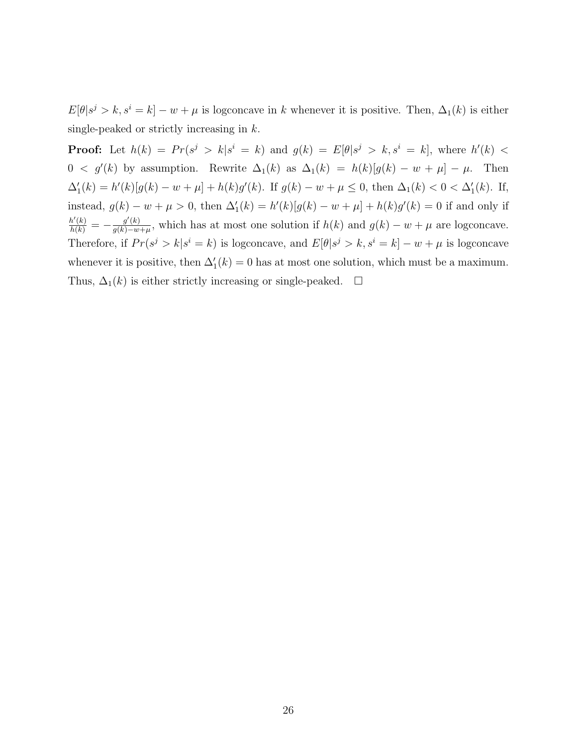$E[\theta|s^j > k, s^i = k] - w + \mu$ is logconcave in $k$ whenever it is positive. Then, $\Delta_1(k)$ is either single-peaked or strictly increasing in $k$.

**Proof:** Let $h(k) = Pr(s^j > k|s^i = k)$ and $g(k) = E[\theta|s^j > k, s^i = k]$, where $h'(k) < 0 < g'(k)$ by assumption. Rewrite $\Delta_1(k)$ as $\Delta_1(k) = h(k)[g(k) - w + \mu] - \mu$. Then $\Delta_1'(k) = h'(k)[g(k) - w + \mu] + h(k)g'(k)$. If $g(k) - w + \mu \leq 0$, then $\Delta_1(k) < 0 < \Delta_1'(k)$. If, instead, $g(k) - w + \mu > 0$, then $\Delta_1'(k) = h'(k)[g(k) - w + \mu] + h(k)g'(k) = 0$ if and only if $\frac{h'(k)}{h(k)} = -\frac{g'(k)}{g(k)-w+\mu}$, which has at most one solution if $h(k)$ and $g(k) - w + \mu$ are logconcave. Therefore, if $Pr(s^j > k|s^i = k)$ is logconcave, and $E[\theta|s^j > k, s^i = k] - w + \mu$ is logconcave whenever it is positive, then $\Delta_1'(k) = 0$ has at most one solution, which must be a maximum. Thus, $\Delta_1(k)$ is either strictly increasing or single-peaked. $\square$